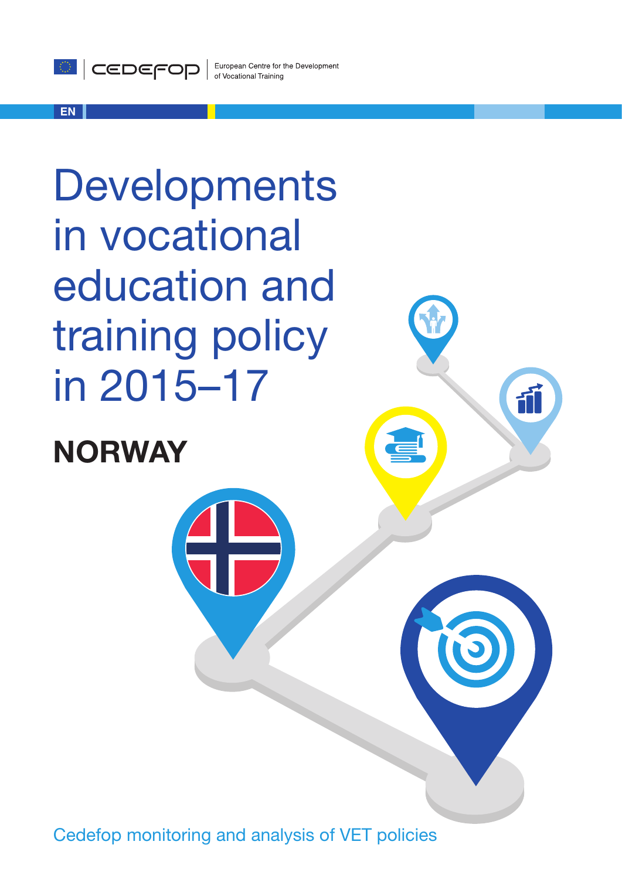CEDEFOP European Centre for the Development of Vocational Training

EN

# Developments in vocational education and training policy in 2015–17

## NORWAY

Cedefop monitoring and analysis of VET policies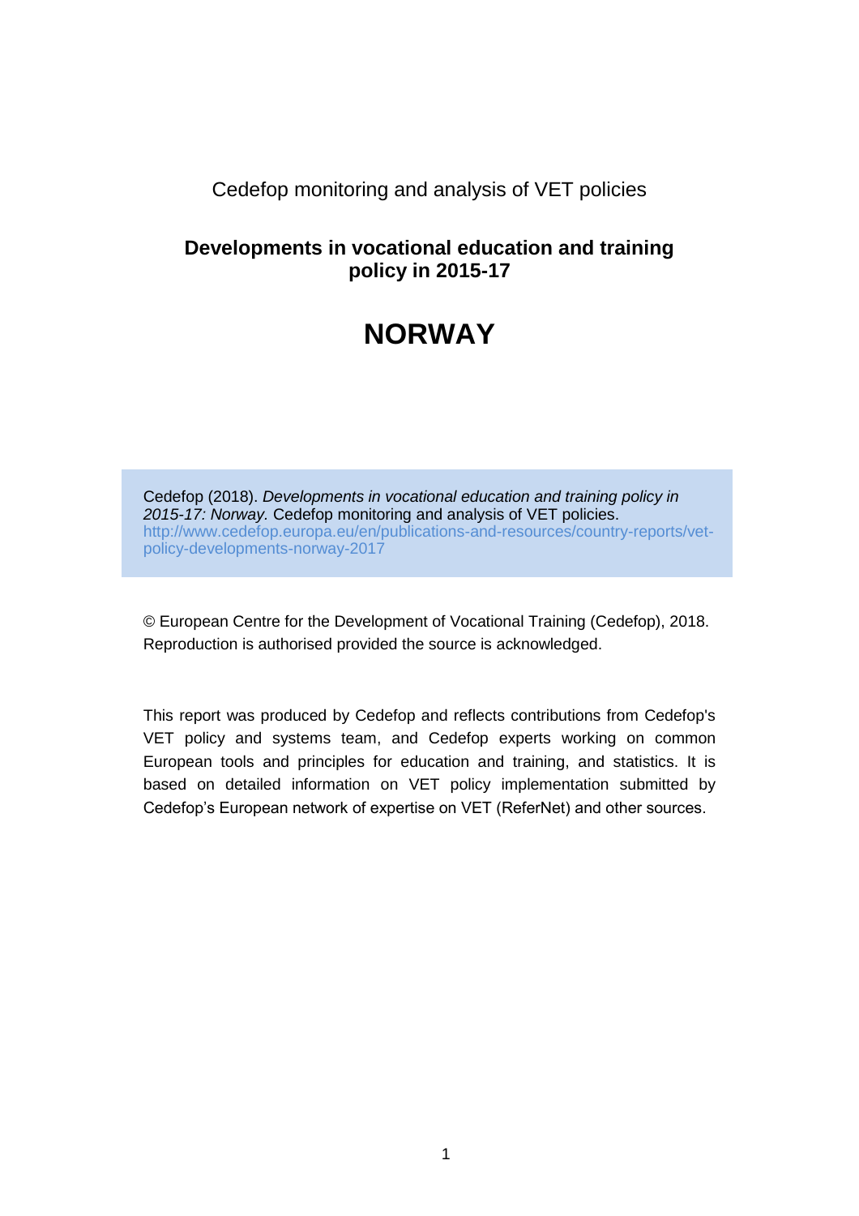Cedefop monitoring and analysis of VET policies

**Developments in vocational education and training policy in 2015-17**

# NORWAY

Cedefop (2018). *Developments in vocational education and training policy in 2015-17: Norway.* Cedefop monitoring and analysis of VET policies. http://www.cedefop.europa.eu/en/publications-and-resources/country-reports/vet-policy-developments-norway-2017

© European Centre for the Development of Vocational Training (Cedefop), 2018. Reproduction is authorised provided the source is acknowledged.

This report was produced by Cedefop and reflects contributions from Cedefop's VET policy and systems team, and Cedefop experts working on common European tools and principles for education and training, and statistics. It is based on detailed information on VET policy implementation submitted by Cedefop's European network of expertise on VET (ReferNet) and other sources.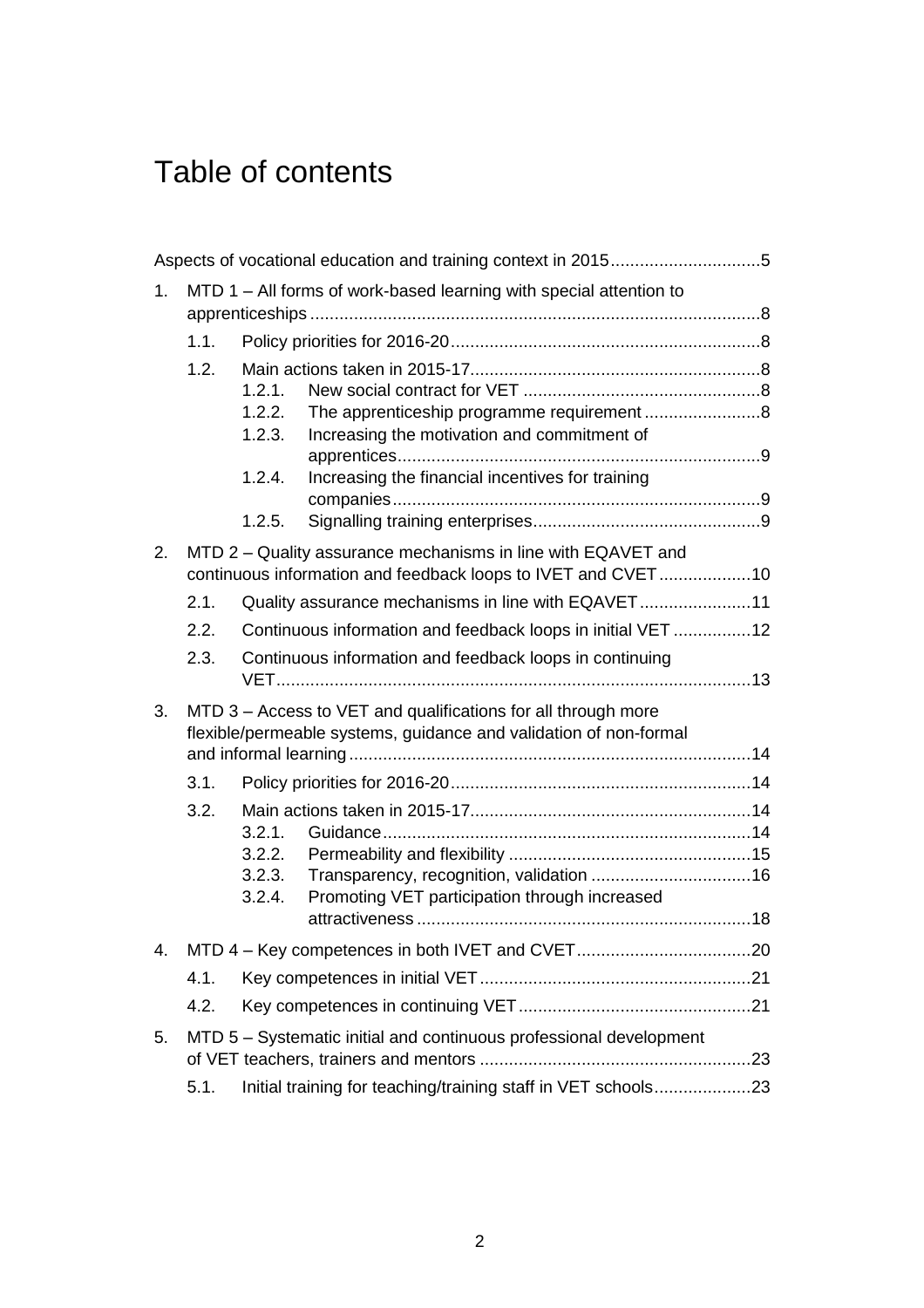# Table of contents

Aspects of vocational education and training context in 2015 ..... 5

1. MTD 1 – All forms of work-based learning with special attention to apprenticeships ..... 8
   - 1.1. Policy priorities for 2016-20 ..... 8
   - 1.2. Main actions taken in 2015-17 ..... 8
     - 1.2.1. New social contract for VET ..... 8
     - 1.2.2. The apprenticeship programme requirement ..... 8
     - 1.2.3. Increasing the motivation and commitment of apprentices ..... 9
     - 1.2.4. Increasing the financial incentives for training companies ..... 9
     - 1.2.5. Signalling training enterprises ..... 9
2. MTD 2 – Quality assurance mechanisms in line with EQAVET and continuous information and feedback loops to IVET and CVET ..... 10
   - 2.1. Quality assurance mechanisms in line with EQAVET ..... 11
   - 2.2. Continuous information and feedback loops in initial VET ..... 12
   - 2.3. Continuous information and feedback loops in continuing VET ..... 13
3. MTD 3 – Access to VET and qualifications for all through more flexible/permeable systems, guidance and validation of non-formal and informal learning ..... 14
   - 3.1. Policy priorities for 2016-20 ..... 14
   - 3.2. Main actions taken in 2015-17 ..... 14
     - 3.2.1. Guidance ..... 14
     - 3.2.2. Permeability and flexibility ..... 15
     - 3.2.3. Transparency, recognition, validation ..... 16
     - 3.2.4. Promoting VET participation through increased attractiveness ..... 18
4. MTD 4 – Key competences in both IVET and CVET ..... 20
   - 4.1. Key competences in initial VET ..... 21
   - 4.2. Key competences in continuing VET ..... 21
5. MTD 5 – Systematic initial and continuous professional development of VET teachers, trainers and mentors ..... 23
   - 5.1. Initial training for teaching/training staff in VET schools ..... 23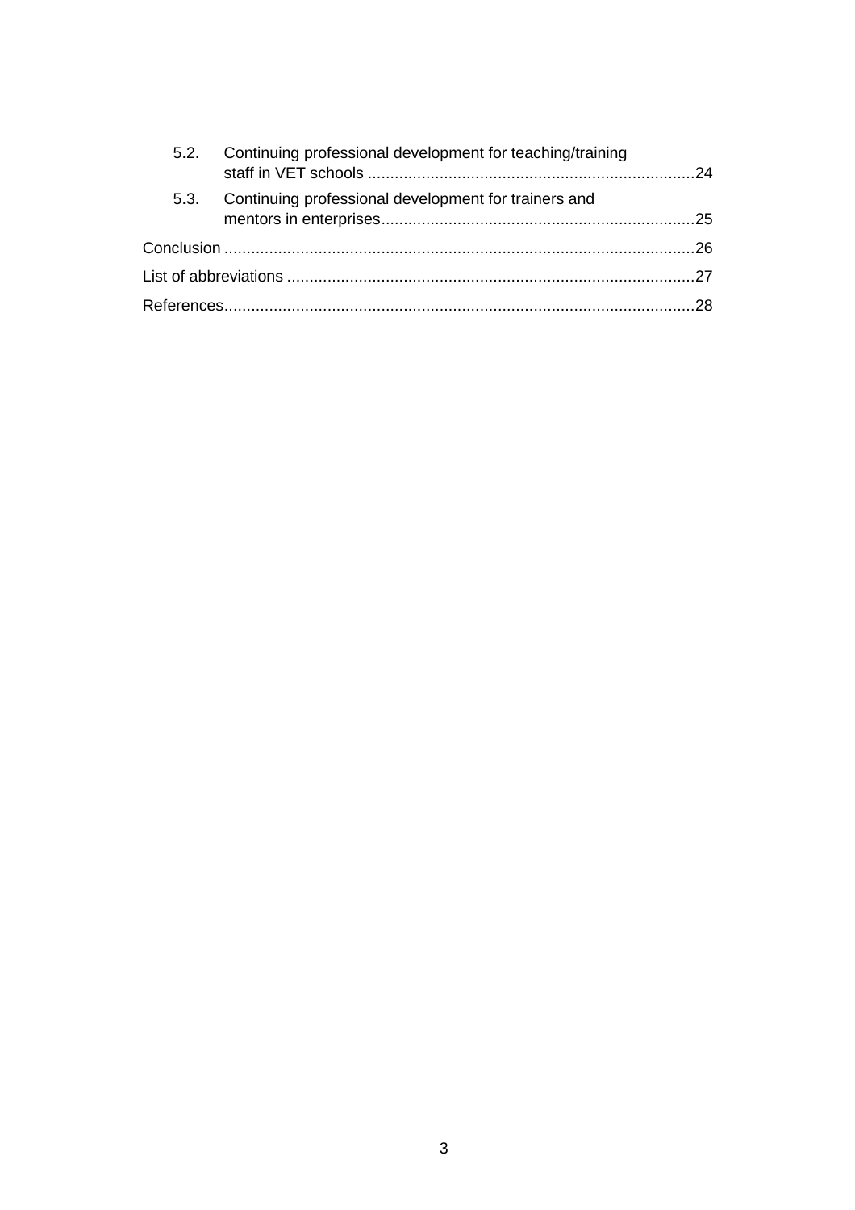5.2. Continuing professional development for teaching/training staff in VET schools ........................................................................24

5.3. Continuing professional development for trainers and mentors in enterprises......................................................................25

Conclusion .........................................................................................................26

List of abbreviations ...........................................................................................27

References.........................................................................................................28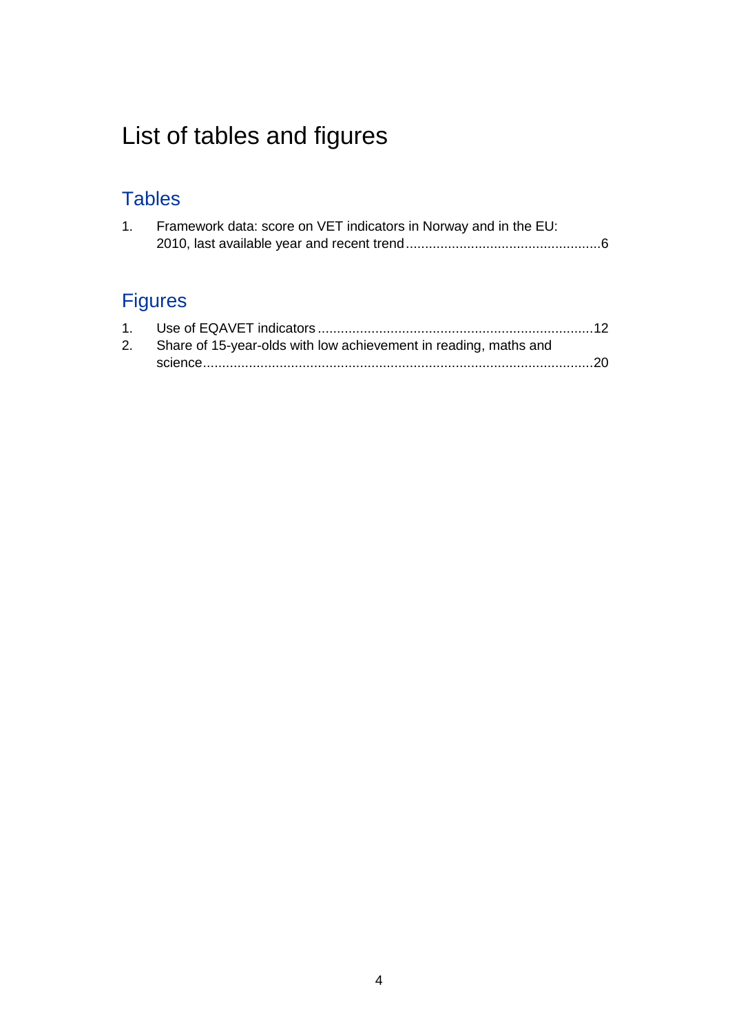# List of tables and figures

## Tables

1. Framework data: score on VET indicators in Norway and in the EU: 2010, last available year and recent trend ....................................................6

## Figures

1. Use of EQAVET indicators ........................................................................12
2. Share of 15-year-olds with low achievement in reading, maths and science.....................................................................................................20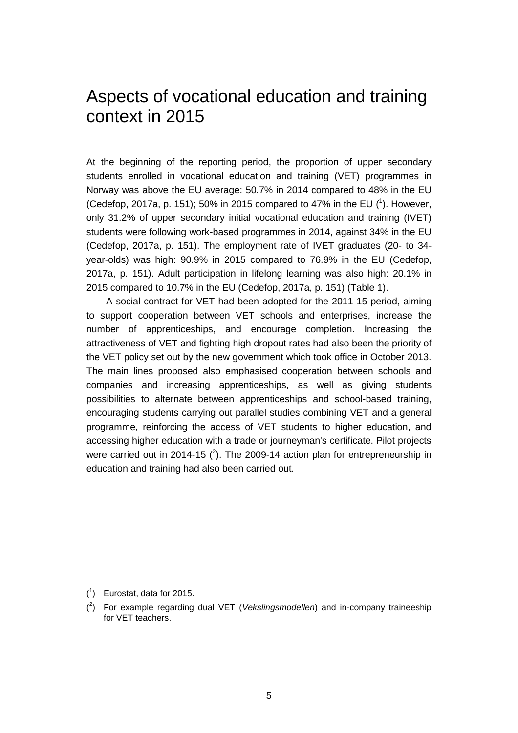# Aspects of vocational education and training context in 2015

At the beginning of the reporting period, the proportion of upper secondary students enrolled in vocational education and training (VET) programmes in Norway was above the EU average: 50.7% in 2014 compared to 48% in the EU (Cedefop, 2017a, p. 151); 50% in 2015 compared to 47% in the EU ([1]). However, only 31.2% of upper secondary initial vocational education and training (IVET) students were following work-based programmes in 2014, against 34% in the EU (Cedefop, 2017a, p. 151). The employment rate of IVET graduates (20- to 34-year-olds) was high: 90.9% in 2015 compared to 76.9% in the EU (Cedefop, 2017a, p. 151). Adult participation in lifelong learning was also high: 20.1% in 2015 compared to 10.7% in the EU (Cedefop, 2017a, p. 151) (Table 1).

A social contract for VET had been adopted for the 2011-15 period, aiming to support cooperation between VET schools and enterprises, increase the number of apprenticeships, and encourage completion. Increasing the attractiveness of VET and fighting high dropout rates had also been the priority of the VET policy set out by the new government which took office in October 2013. The main lines proposed also emphasised cooperation between schools and companies and increasing apprenticeships, as well as giving students possibilities to alternate between apprenticeships and school-based training, encouraging students carrying out parallel studies combining VET and a general programme, reinforcing the access of VET students to higher education, and accessing higher education with a trade or journeyman's certificate. Pilot projects were carried out in 2014-15 ([2]). The 2009-14 action plan for entrepreneurship in education and training had also been carried out.

---

([1]) Eurostat, data for 2015.

([2]) For example regarding dual VET (*Vekslingsmodellen*) and in-company traineeship for VET teachers.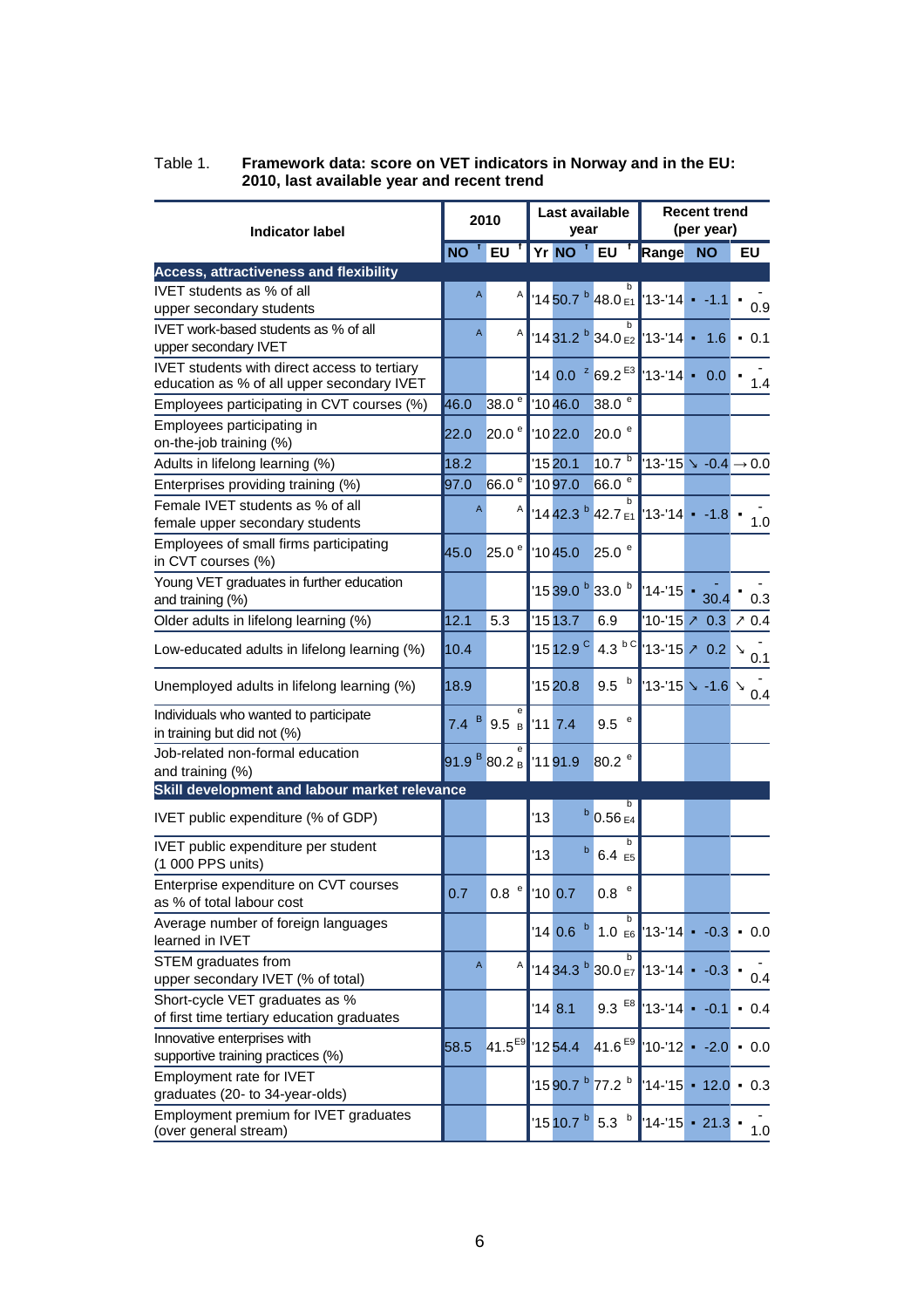Table 1. **Framework data: score on VET indicators in Norway and in the EU: 2010, last available year and recent trend**

| Indicator label | 2010 | | Last available year | | | Recent trend (per year) | | |
|---|---|---|---|---|---|---|---|---|
| | NO [f] | EU [f] | Yr | NO [f] | EU [f] | Range | NO | EU |
| **Access, attractiveness and flexibility** | | | | | | | | |
| IVET students as % of all upper secondary students | A | A | '14 | 50.7 [b] | 48.0 [b E1] | '13-'14 | ▪ -1.1 | ▪ -0.9 |
| IVET work-based students as % of all upper secondary IVET | A | A | '14 | 31.2 [b] | 34.0 [b E2] | '13-'14 | ▪ 1.6 | ▪ 0.1 |
| IVET students with direct access to tertiary education as % of all upper secondary IVET | | | '14 | 0.0 [z] | 69.2 [E3] | '13-'14 | ▪ 0.0 | ▪ -1.4 |
| Employees participating in CVT courses (%) | 46.0 | 38.0 [e] | '10 | 46.0 | 38.0 [e] | | | |
| Employees participating in on-the-job training (%) | 22.0 | 20.0 [e] | '10 | 22.0 | 20.0 [e] | | | |
| Adults in lifelong learning (%) | 18.2 | | '15 | 20.1 | 10.7 [b] | '13-'15 | ↘ -0.4 | → 0.0 |
| Enterprises providing training (%) | 97.0 | 66.0 [e] | '10 | 97.0 | 66.0 [e] | | | |
| Female IVET students as % of all female upper secondary students | A | A | '14 | 42.3 [b] | 42.7 [b E1] | '13-'14 | ▪ -1.8 | ▪ -1.0 |
| Employees of small firms participating in CVT courses (%) | 45.0 | 25.0 [e] | '10 | 45.0 | 25.0 [e] | | | |
| Young VET graduates in further education and training (%) | | | '15 | 39.0 [b] | 33.0 [b] | '14-'15 | ▪ -30.4 | ▪ -0.3 |
| Older adults in lifelong learning (%) | 12.1 | 5.3 | '15 | 13.7 | 6.9 | '10-'15 | ↗ 0.3 | ↗ 0.4 |
| Low-educated adults in lifelong learning (%) | 10.4 | | '15 | 12.9 [C] | 4.3 [b C] | '13-'15 | ↗ 0.2 | ↘ -0.1 |
| Unemployed adults in lifelong learning (%) | 18.9 | | '15 | 20.8 | 9.5 [b] | '13-'15 | ↘ -1.6 | ↘ -0.4 |
| Individuals who wanted to participate in training but did not (%) | 7.4 [B] | 9.5 [e B] | '11 | 7.4 | 9.5 [e] | | | |
| Job-related non-formal education and training (%) | 91.9 [B] | 80.2 [e B] | '11 | 91.9 | 80.2 [e] | | | |
| **Skill development and labour market relevance** | | | | | | | | |
| IVET public expenditure (% of GDP) | | | '13 | [b] | 0.56 [b E4] | | | |
| IVET public expenditure per student (1 000 PPS units) | | | '13 | [b] | 6.4 [b E5] | | | |
| Enterprise expenditure on CVT courses as % of total labour cost | 0.7 | 0.8 [e] | '10 | 0.7 | 0.8 [e] | | | |
| Average number of foreign languages learned in IVET | | | '14 | 0.6 [b] | 1.0 [b E6] | '13-'14 | ▪ -0.3 | ▪ 0.0 |
| STEM graduates from upper secondary IVET (% of total) | A | A | '14 | 34.3 [b] | 30.0 [b E7] | '13-'14 | ▪ -0.3 | ▪ -0.4 |
| Short-cycle VET graduates as % of first time tertiary education graduates | | | '14 | 8.1 | 9.3 [E8] | '13-'14 | ▪ -0.1 | ▪ 0.4 |
| Innovative enterprises with supportive training practices (%) | 58.5 | 41.5 [E9] | '12 | 54.4 | 41.6 [E9] | '10-'12 | ▪ -2.0 | ▪ 0.0 |
| Employment rate for IVET graduates (20- to 34-year-olds) | | | '15 | 90.7 [b] | 77.2 [b] | '14-'15 | ▪ 12.0 | ▪ 0.3 |
| Employment premium for IVET graduates (over general stream) | | | '15 | 10.7 [b] | 5.3 [b] | '14-'15 | ▪ 21.3 | ▪ -1.0 |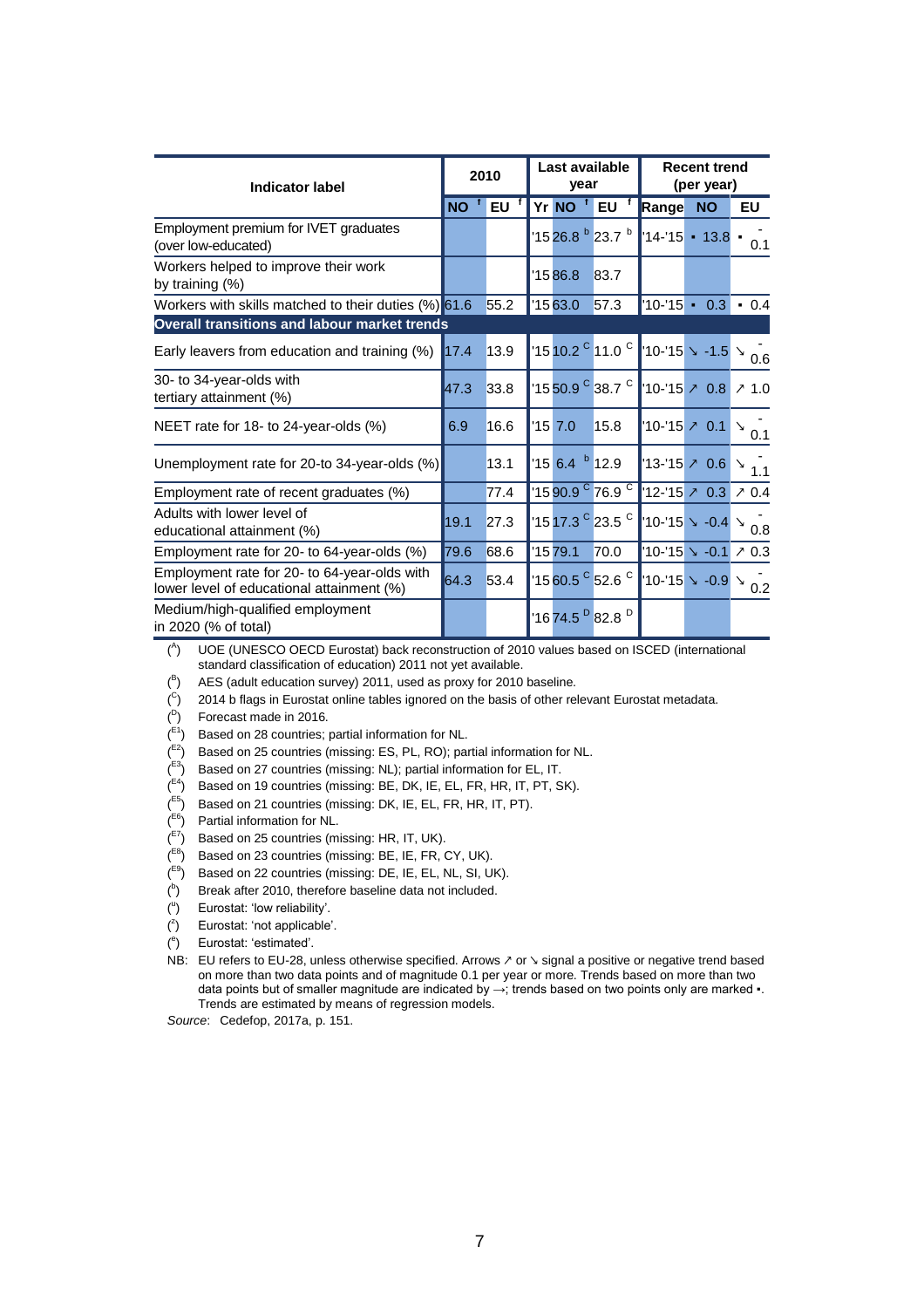| Indicator label | 2010 | | Last available year | | | Recent trend (per year) | | |
|---|---|---|---|---|---|---|---|---|
| | NO [f] | EU [f] | Yr | NO [f] | EU [f] | Range | NO | EU |
| Employment premium for IVET graduates (over low-educated) | | | '15 | 26.8 [b] | 23.7 [b] | '14-'15 | ▪ 13.8 | ▪ -0.1 |
| Workers helped to improve their work by training (%) | | | '15 | 86.8 | 83.7 | | | |
| Workers with skills matched to their duties (%) | 61.6 | 55.2 | '15 | 63.0 | 57.3 | '10-'15 | ▪ 0.3 | ▪ 0.4 |
| **Overall transitions and labour market trends** | | | | | | | | |
| Early leavers from education and training (%) | 17.4 | 13.9 | '15 | 10.2 [C] | 11.0 [C] | '10-'15 | ↘ -1.5 | ↘ -0.6 |
| 30- to 34-year-olds with tertiary attainment (%) | 47.3 | 33.8 | '15 | 50.9 [C] | 38.7 [C] | '10-'15 | ↗ 0.8 | ↗ 1.0 |
| NEET rate for 18- to 24-year-olds (%) | 6.9 | 16.6 | '15 | 7.0 | 15.8 | '10-'15 | ↗ 0.1 | ↘ -0.1 |
| Unemployment rate for 20-to 34-year-olds (%) | | 13.1 | '15 | 6.4 [b] | 12.9 | '13-'15 | ↗ 0.6 | ↘ -1.1 |
| Employment rate of recent graduates (%) | | 77.4 | '15 | 90.9 [C] | 76.9 [C] | '12-'15 | ↗ 0.3 | ↗ 0.4 |
| Adults with lower level of educational attainment (%) | 19.1 | 27.3 | '15 | 17.3 [C] | 23.5 [C] | '10-'15 | ↘ -0.4 | ↘ -0.8 |
| Employment rate for 20- to 64-year-olds (%) | 79.6 | 68.6 | '15 | 79.1 | 70.0 | '10-'15 | ↘ -0.1 | ↗ 0.3 |
| Employment rate for 20- to 64-year-olds with lower level of educational attainment (%) | 64.3 | 53.4 | '15 | 60.5 [C] | 52.6 [C] | '10-'15 | ↘ -0.9 | ↘ -0.2 |
| Medium/high-qualified employment in 2020 (% of total) | | | '16 | 74.5 [D] | 82.8 [D] | | | |

([A]) UOE (UNESCO OECD Eurostat) back reconstruction of 2010 values based on ISCED (international standard classification of education) 2011 not yet available.
([B]) AES (adult education survey) 2011, used as proxy for 2010 baseline.
([C]) 2014 b flags in Eurostat online tables ignored on the basis of other relevant Eurostat metadata.
([D]) Forecast made in 2016.
([E1]) Based on 28 countries; partial information for NL.
([E2]) Based on 25 countries (missing: ES, PL, RO); partial information for NL.
([E3]) Based on 27 countries (missing: NL); partial information for EL, IT.
([E4]) Based on 19 countries (missing: BE, DK, IE, EL, FR, HR, IT, PT, SK).
([E5]) Based on 21 countries (missing: DK, IE, EL, FR, HR, IT, PT).
([E6]) Partial information for NL.
([E7]) Based on 25 countries (missing: HR, IT, UK).
([E8]) Based on 23 countries (missing: BE, IE, FR, CY, UK).
([E9]) Based on 22 countries (missing: DE, IE, EL, NL, SI, UK).
([b]) Break after 2010, therefore baseline data not included.
([u]) Eurostat: 'low reliability'.
([z]) Eurostat: 'not applicable'.
([e]) Eurostat: 'estimated'.

NB: EU refers to EU-28, unless otherwise specified. Arrows ↗ or ↘ signal a positive or negative trend based on more than two data points and of magnitude 0.1 per year or more. Trends based on more than two data points but of smaller magnitude are indicated by →; trends based on two points only are marked ▪. Trends are estimated by means of regression models.

*Source*: Cedefop, 2017a, p. 151.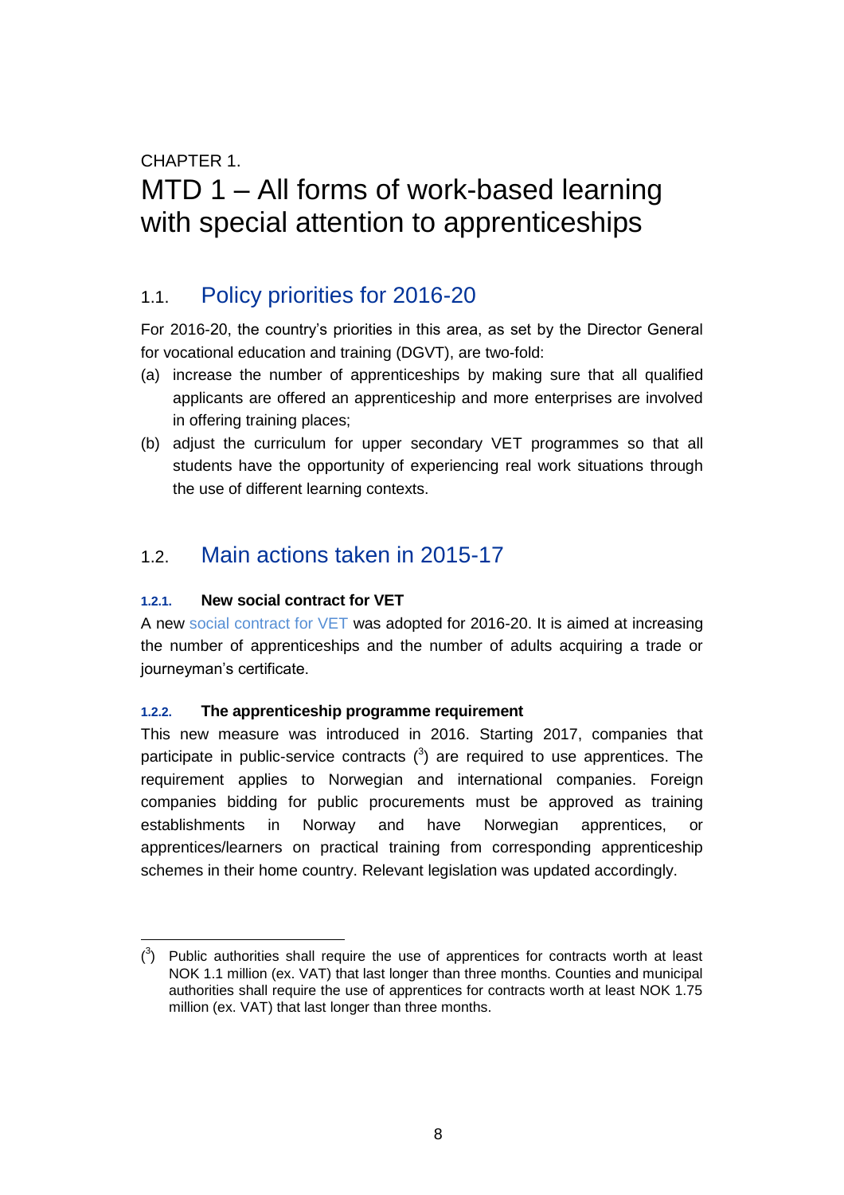CHAPTER 1.

# MTD 1 – All forms of work-based learning with special attention to apprenticeships

## 1.1. Policy priorities for 2016-20

For 2016-20, the country's priorities in this area, as set by the Director General for vocational education and training (DGVT), are two-fold:

(a) increase the number of apprenticeships by making sure that all qualified applicants are offered an apprenticeship and more enterprises are involved in offering training places;

(b) adjust the curriculum for upper secondary VET programmes so that all students have the opportunity of experiencing real work situations through the use of different learning contexts.

## 1.2. Main actions taken in 2015-17

### 1.2.1. New social contract for VET

A new social contract for VET was adopted for 2016-20. It is aimed at increasing the number of apprenticeships and the number of adults acquiring a trade or journeyman's certificate.

### 1.2.2. The apprenticeship programme requirement

This new measure was introduced in 2016. Starting 2017, companies that participate in public-service contracts ([3]) are required to use apprentices. The requirement applies to Norwegian and international companies. Foreign companies bidding for public procurements must be approved as training establishments in Norway and have Norwegian apprentices, or apprentices/learners on practical training from corresponding apprenticeship schemes in their home country. Relevant legislation was updated accordingly.

---

([3]) Public authorities shall require the use of apprentices for contracts worth at least NOK 1.1 million (ex. VAT) that last longer than three months. Counties and municipal authorities shall require the use of apprentices for contracts worth at least NOK 1.75 million (ex. VAT) that last longer than three months.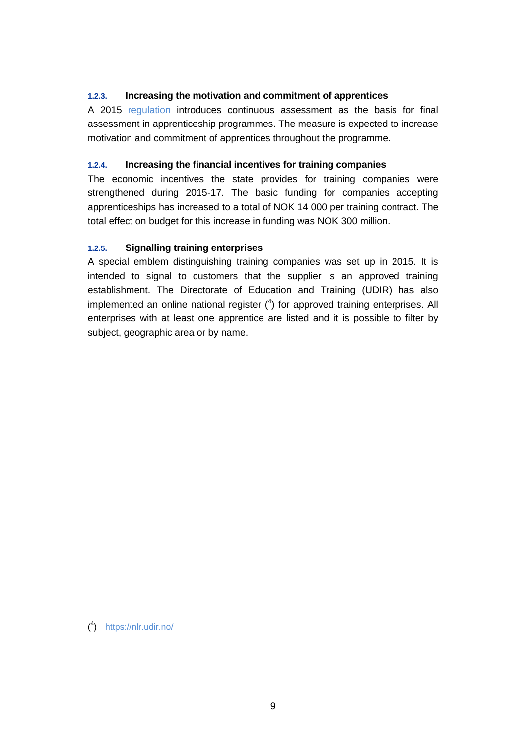### 1.2.3. Increasing the motivation and commitment of apprentices

A 2015 regulation introduces continuous assessment as the basis for final assessment in apprenticeship programmes. The measure is expected to increase motivation and commitment of apprentices throughout the programme.

### 1.2.4. Increasing the financial incentives for training companies

The economic incentives the state provides for training companies were strengthened during 2015-17. The basic funding for companies accepting apprenticeships has increased to a total of NOK 14 000 per training contract. The total effect on budget for this increase in funding was NOK 300 million.

### 1.2.5. Signalling training enterprises

A special emblem distinguishing training companies was set up in 2015. It is intended to signal to customers that the supplier is an approved training establishment. The Directorate of Education and Training (UDIR) has also implemented an online national register ([4]) for approved training enterprises. All enterprises with at least one apprentice are listed and it is possible to filter by subject, geographic area or by name.

---

([4]) https://nlr.udir.no/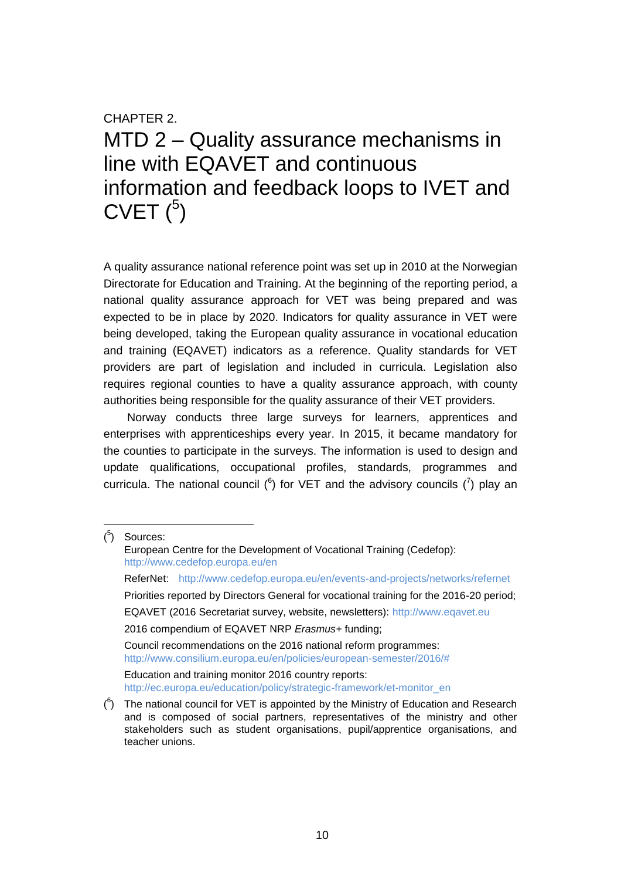CHAPTER 2.

# MTD 2 – Quality assurance mechanisms in line with EQAVET and continuous information and feedback loops to IVET and CVET ([5])

A quality assurance national reference point was set up in 2010 at the Norwegian Directorate for Education and Training. At the beginning of the reporting period, a national quality assurance approach for VET was being prepared and was expected to be in place by 2020. Indicators for quality assurance in VET were being developed, taking the European quality assurance in vocational education and training (EQAVET) indicators as a reference. Quality standards for VET providers are part of legislation and included in curricula. Legislation also requires regional counties to have a quality assurance approach, with county authorities being responsible for the quality assurance of their VET providers.

Norway conducts three large surveys for learners, apprentices and enterprises with apprenticeships every year. In 2015, it became mandatory for the counties to participate in the surveys. The information is used to design and update qualifications, occupational profiles, standards, programmes and curricula. The national council ([6]) for VET and the advisory councils ([7]) play an

---

([5]) Sources:
European Centre for the Development of Vocational Training (Cedefop): http://www.cedefop.europa.eu/en
ReferNet: http://www.cedefop.europa.eu/en/events-and-projects/networks/refernet
Priorities reported by Directors General for vocational training for the 2016-20 period;
EQAVET (2016 Secretariat survey, website, newsletters): http://www.eqavet.eu
2016 compendium of EQAVET NRP *Erasmus+* funding;
Council recommendations on the 2016 national reform programmes: http://www.consilium.europa.eu/en/policies/european-semester/2016/#
Education and training monitor 2016 country reports: http://ec.europa.eu/education/policy/strategic-framework/et-monitor_en

([6]) The national council for VET is appointed by the Ministry of Education and Research and is composed of social partners, representatives of the ministry and other stakeholders such as student organisations, pupil/apprentice organisations, and teacher unions.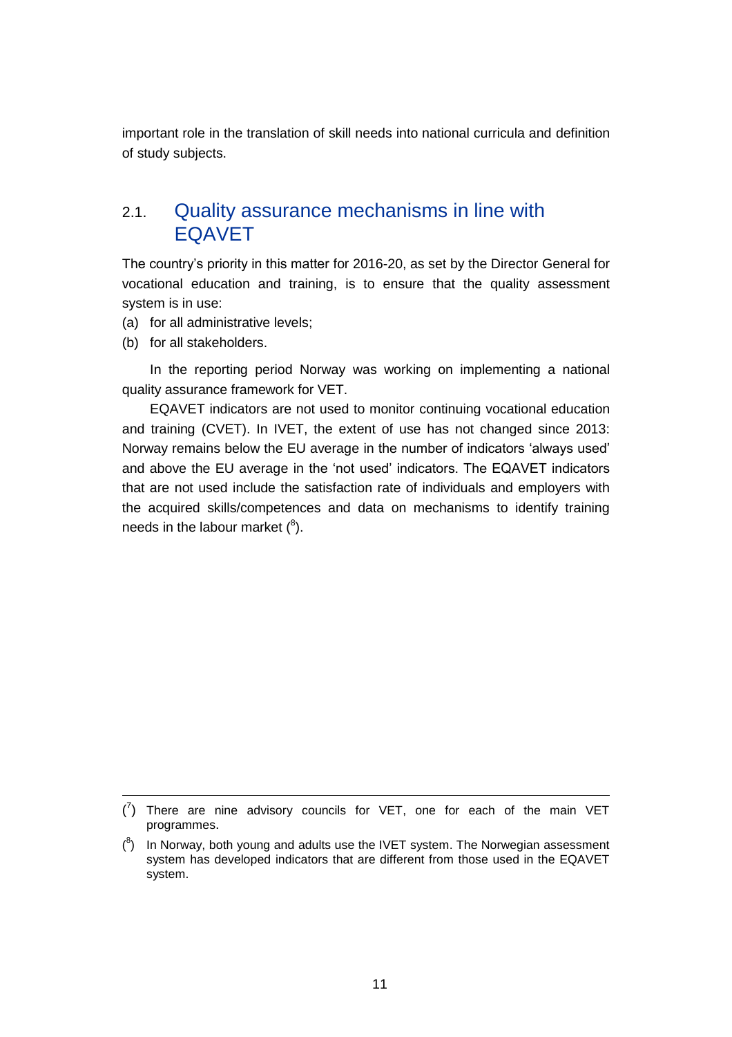important role in the translation of skill needs into national curricula and definition of study subjects.

## 2.1. Quality assurance mechanisms in line with EQAVET

The country's priority in this matter for 2016-20, as set by the Director General for vocational education and training, is to ensure that the quality assessment system is in use:

(a) for all administrative levels;

(b) for all stakeholders.

In the reporting period Norway was working on implementing a national quality assurance framework for VET.

EQAVET indicators are not used to monitor continuing vocational education and training (CVET). In IVET, the extent of use has not changed since 2013: Norway remains below the EU average in the number of indicators 'always used' and above the EU average in the 'not used' indicators. The EQAVET indicators that are not used include the satisfaction rate of individuals and employers with the acquired skills/competences and data on mechanisms to identify training needs in the labour market ([8]).

---

([7]) There are nine advisory councils for VET, one for each of the main VET programmes.

([8]) In Norway, both young and adults use the IVET system. The Norwegian assessment system has developed indicators that are different from those used in the EQAVET system.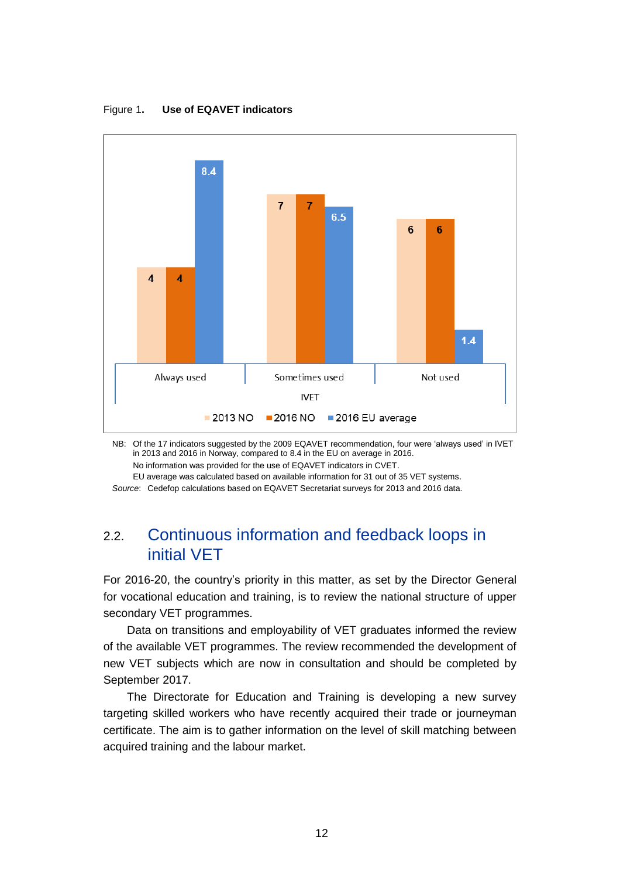Figure 1. **Use of EQAVET indicators**

| IVET | 2013 NO | 2016 NO | 2016 EU average |
|---|---|---|---|
| Always used | 4 | 4 | 8.4 |
| Sometimes used | 7 | 7 | 6.5 |
| Not used | 6 | 6 | 1.4 |

NB: Of the 17 indicators suggested by the 2009 EQAVET recommendation, four were 'always used' in IVET in 2013 and 2016 in Norway, compared to 8.4 in the EU on average in 2016.
No information was provided for the use of EQAVET indicators in CVET.
EU average was calculated based on available information for 31 out of 35 VET systems.

*Source*: Cedefop calculations based on EQAVET Secretariat surveys for 2013 and 2016 data.

## 2.2. Continuous information and feedback loops in initial VET

For 2016-20, the country's priority in this matter, as set by the Director General for vocational education and training, is to review the national structure of upper secondary VET programmes.

Data on transitions and employability of VET graduates informed the review of the available VET programmes. The review recommended the development of new VET subjects which are now in consultation and should be completed by September 2017.

The Directorate for Education and Training is developing a new survey targeting skilled workers who have recently acquired their trade or journeyman certificate. The aim is to gather information on the level of skill matching between acquired training and the labour market.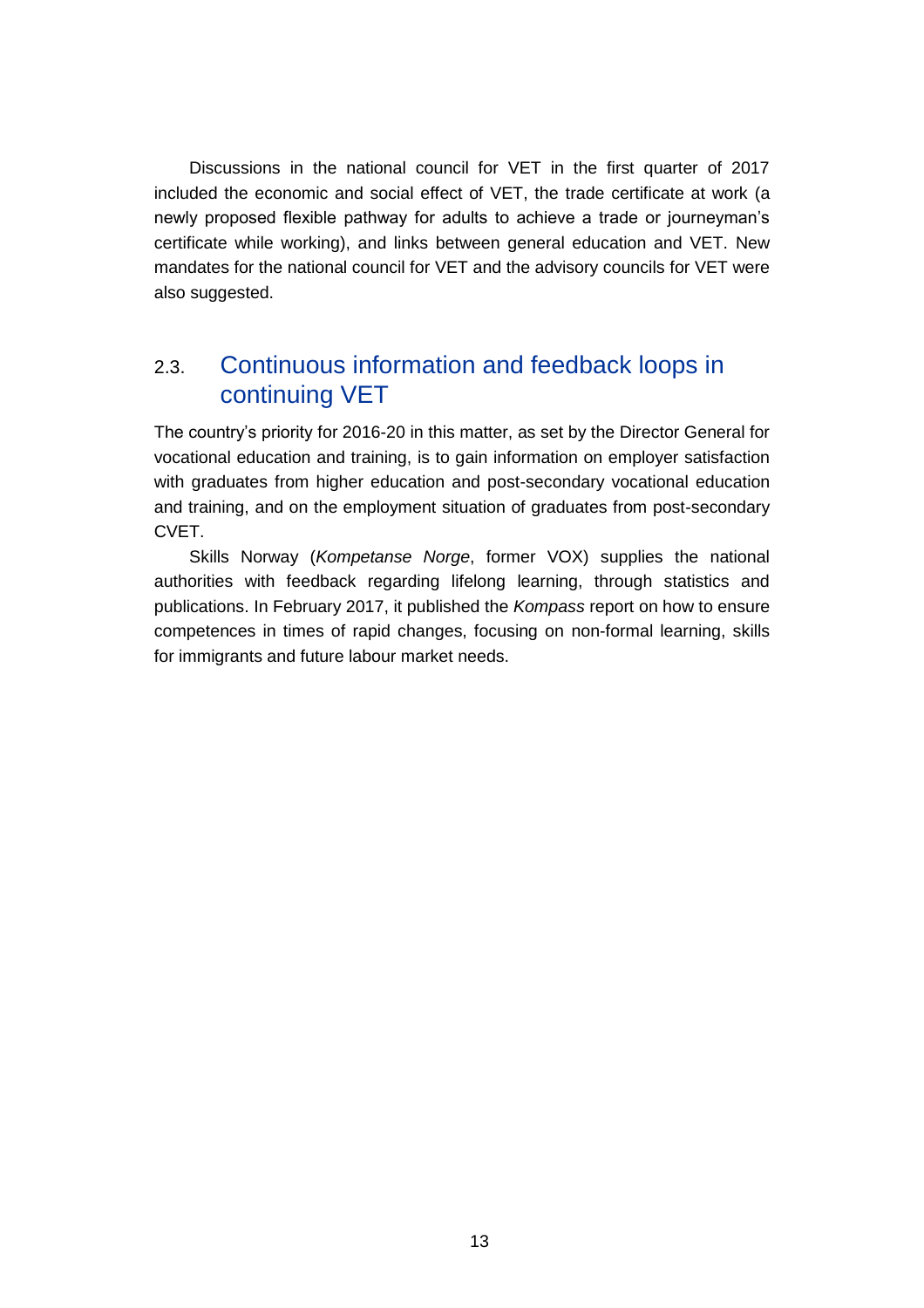Discussions in the national council for VET in the first quarter of 2017 included the economic and social effect of VET, the trade certificate at work (a newly proposed flexible pathway for adults to achieve a trade or journeyman's certificate while working), and links between general education and VET. New mandates for the national council for VET and the advisory councils for VET were also suggested.

## 2.3. Continuous information and feedback loops in continuing VET

The country's priority for 2016-20 in this matter, as set by the Director General for vocational education and training, is to gain information on employer satisfaction with graduates from higher education and post-secondary vocational education and training, and on the employment situation of graduates from post-secondary CVET.

Skills Norway (*Kompetanse Norge*, former VOX) supplies the national authorities with feedback regarding lifelong learning, through statistics and publications. In February 2017, it published the *Kompass* report on how to ensure competences in times of rapid changes, focusing on non-formal learning, skills for immigrants and future labour market needs.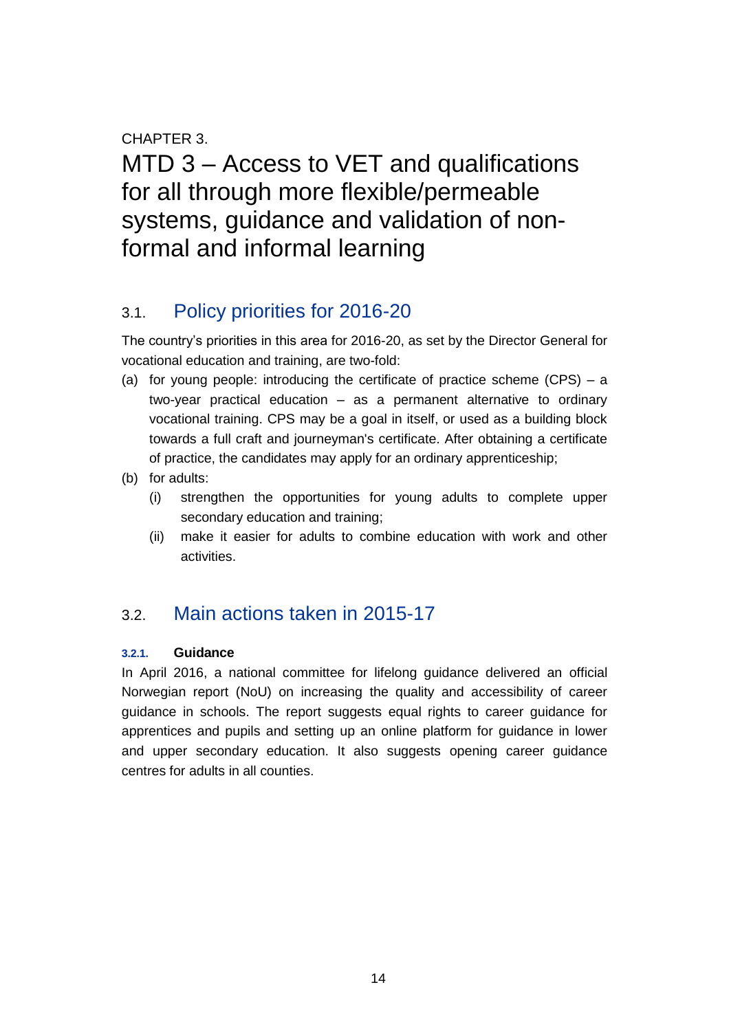CHAPTER 3.

# MTD 3 – Access to VET and qualifications for all through more flexible/permeable systems, guidance and validation of non-formal and informal learning

## 3.1. Policy priorities for 2016-20

The country's priorities in this area for 2016-20, as set by the Director General for vocational education and training, are two-fold:

(a) for young people: introducing the certificate of practice scheme (CPS) – a two-year practical education – as a permanent alternative to ordinary vocational training. CPS may be a goal in itself, or used as a building block towards a full craft and journeyman's certificate. After obtaining a certificate of practice, the candidates may apply for an ordinary apprenticeship;

(b) for adults:

   (i) strengthen the opportunities for young adults to complete upper secondary education and training;

   (ii) make it easier for adults to combine education with work and other activities.

## 3.2. Main actions taken in 2015-17

### 3.2.1. Guidance

In April 2016, a national committee for lifelong guidance delivered an official Norwegian report (NoU) on increasing the quality and accessibility of career guidance in schools. The report suggests equal rights to career guidance for apprentices and pupils and setting up an online platform for guidance in lower and upper secondary education. It also suggests opening career guidance centres for adults in all counties.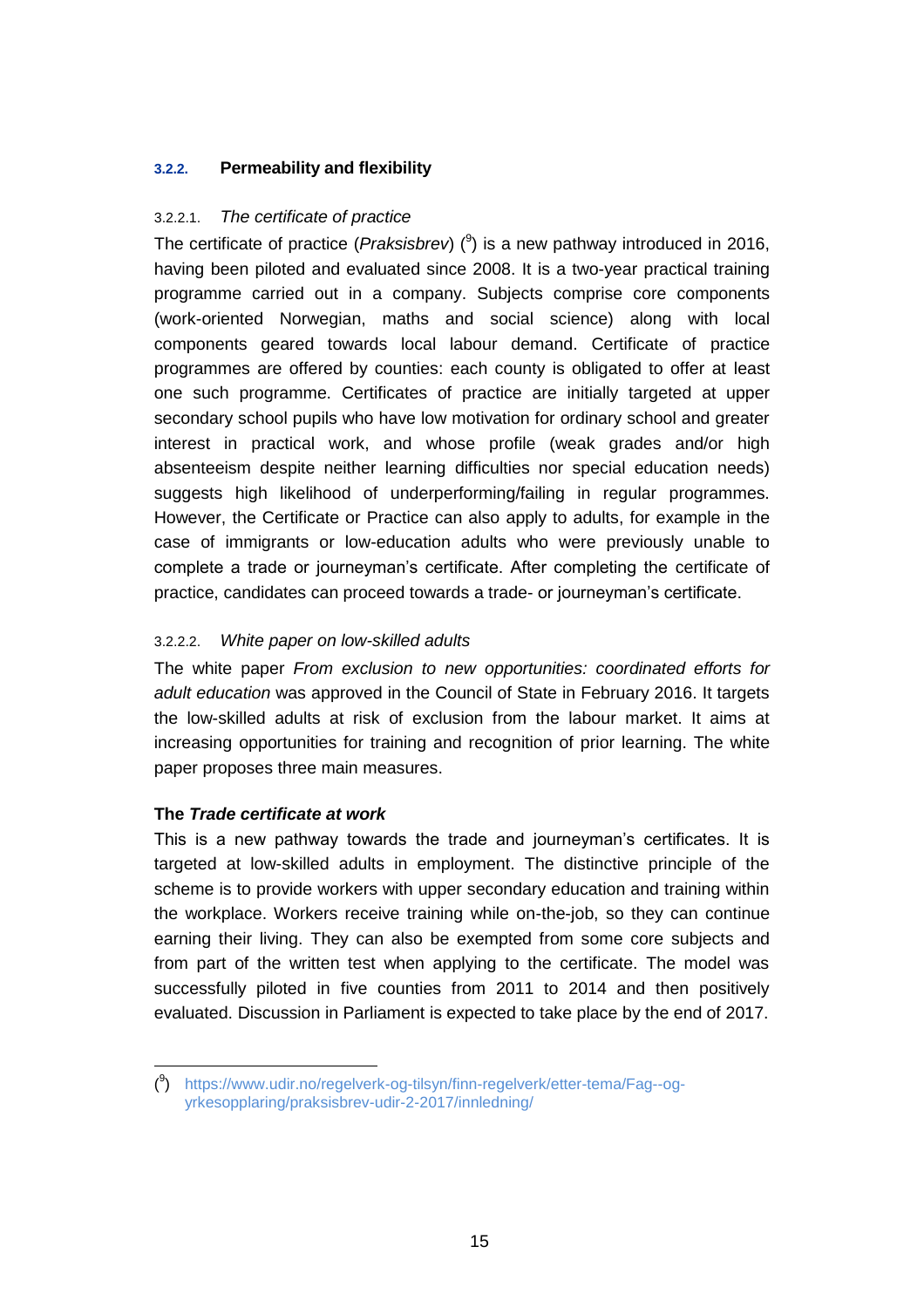### 3.2.2. Permeability and flexibility

#### 3.2.2.1. *The certificate of practice*

The certificate of practice (*Praksisbrev*) ([9]) is a new pathway introduced in 2016, having been piloted and evaluated since 2008. It is a two-year practical training programme carried out in a company. Subjects comprise core components (work-oriented Norwegian, maths and social science) along with local components geared towards local labour demand. Certificate of practice programmes are offered by counties: each county is obligated to offer at least one such programme. Certificates of practice are initially targeted at upper secondary school pupils who have low motivation for ordinary school and greater interest in practical work, and whose profile (weak grades and/or high absenteeism despite neither learning difficulties nor special education needs) suggests high likelihood of underperforming/failing in regular programmes. However, the Certificate or Practice can also apply to adults, for example in the case of immigrants or low-education adults who were previously unable to complete a trade or journeyman's certificate. After completing the certificate of practice, candidates can proceed towards a trade- or journeyman's certificate.

#### 3.2.2.2. *White paper on low-skilled adults*

The white paper *From exclusion to new opportunities: coordinated efforts for adult education* was approved in the Council of State in February 2016. It targets the low-skilled adults at risk of exclusion from the labour market. It aims at increasing opportunities for training and recognition of prior learning. The white paper proposes three main measures.

**The *Trade certificate at work***

This is a new pathway towards the trade and journeyman's certificates. It is targeted at low-skilled adults in employment. The distinctive principle of the scheme is to provide workers with upper secondary education and training within the workplace. Workers receive training while on-the-job, so they can continue earning their living. They can also be exempted from some core subjects and from part of the written test when applying to the certificate. The model was successfully piloted in five counties from 2011 to 2014 and then positively evaluated. Discussion in Parliament is expected to take place by the end of 2017.

---

([9]) https://www.udir.no/regelverk-og-tilsyn/finn-regelverk/etter-tema/Fag--og-yrkesopplaring/praksisbrev-udir-2-2017/innledning/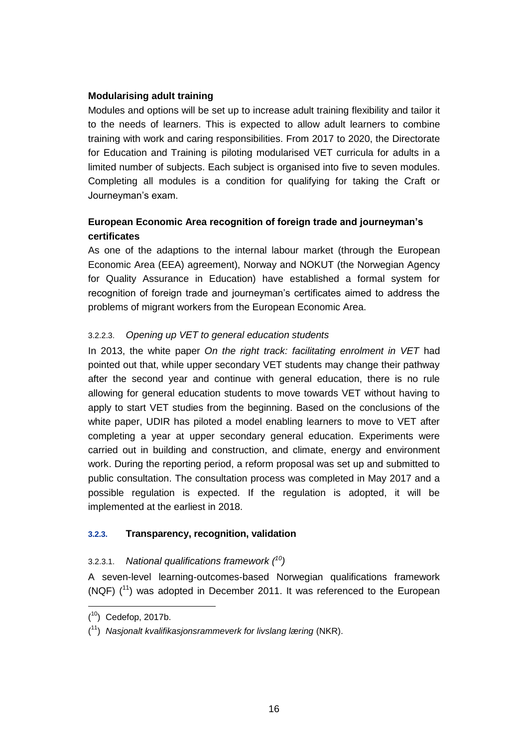**Modularising adult training**

Modules and options will be set up to increase adult training flexibility and tailor it to the needs of learners. This is expected to allow adult learners to combine training with work and caring responsibilities. From 2017 to 2020, the Directorate for Education and Training is piloting modularised VET curricula for adults in a limited number of subjects. Each subject is organised into five to seven modules. Completing all modules is a condition for qualifying for taking the Craft or Journeyman's exam.

**European Economic Area recognition of foreign trade and journeyman's certificates**

As one of the adaptions to the internal labour market (through the European Economic Area (EEA) agreement), Norway and NOKUT (the Norwegian Agency for Quality Assurance in Education) have established a formal system for recognition of foreign trade and journeyman's certificates aimed to address the problems of migrant workers from the European Economic Area.

#### 3.2.2.3. *Opening up VET to general education students*

In 2013, the white paper *On the right track: facilitating enrolment in VET* had pointed out that, while upper secondary VET students may change their pathway after the second year and continue with general education, there is no rule allowing for general education students to move towards VET without having to apply to start VET studies from the beginning. Based on the conclusions of the white paper, UDIR has piloted a model enabling learners to move to VET after completing a year at upper secondary general education. Experiments were carried out in building and construction, and climate, energy and environment work. During the reporting period, a reform proposal was set up and submitted to public consultation. The consultation process was completed in May 2017 and a possible regulation is expected. If the regulation is adopted, it will be implemented at the earliest in 2018.

### 3.2.3. Transparency, recognition, validation

#### 3.2.3.1. *National qualifications framework ([10])*

A seven-level learning-outcomes-based Norwegian qualifications framework (NQF) ([11]) was adopted in December 2011. It was referenced to the European

([10]) Cedefop, 2017b.

([11]) *Nasjonalt kvalifikasjonsrammeverk for livslang læring* (NKR).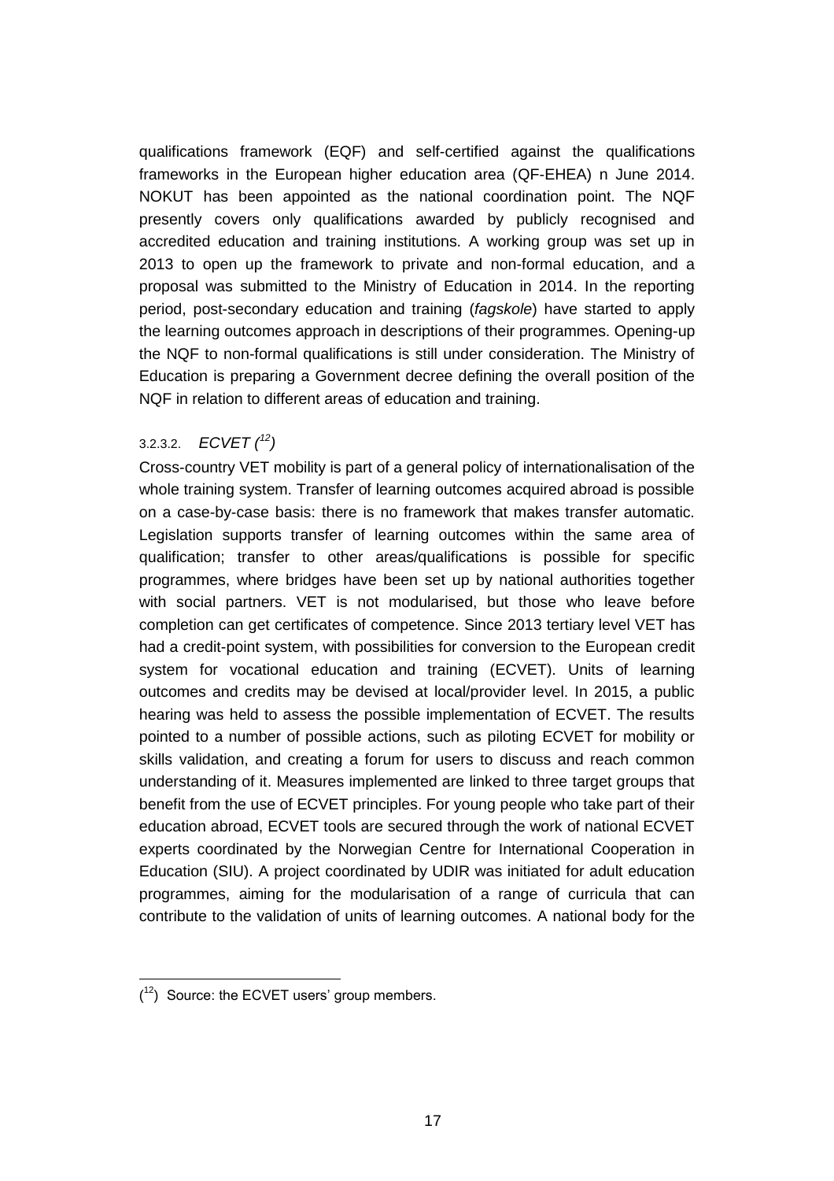qualifications framework (EQF) and self-certified against the qualifications frameworks in the European higher education area (QF-EHEA) n June 2014. NOKUT has been appointed as the national coordination point. The NQF presently covers only qualifications awarded by publicly recognised and accredited education and training institutions. A working group was set up in 2013 to open up the framework to private and non-formal education, and a proposal was submitted to the Ministry of Education in 2014. In the reporting period, post-secondary education and training (*fagskole*) have started to apply the learning outcomes approach in descriptions of their programmes. Opening-up the NQF to non-formal qualifications is still under consideration. The Ministry of Education is preparing a Government decree defining the overall position of the NQF in relation to different areas of education and training.

#### 3.2.3.2. *ECVET ([12])*

Cross-country VET mobility is part of a general policy of internationalisation of the whole training system. Transfer of learning outcomes acquired abroad is possible on a case-by-case basis: there is no framework that makes transfer automatic. Legislation supports transfer of learning outcomes within the same area of qualification; transfer to other areas/qualifications is possible for specific programmes, where bridges have been set up by national authorities together with social partners. VET is not modularised, but those who leave before completion can get certificates of competence. Since 2013 tertiary level VET has had a credit-point system, with possibilities for conversion to the European credit system for vocational education and training (ECVET). Units of learning outcomes and credits may be devised at local/provider level. In 2015, a public hearing was held to assess the possible implementation of ECVET. The results pointed to a number of possible actions, such as piloting ECVET for mobility or skills validation, and creating a forum for users to discuss and reach common understanding of it. Measures implemented are linked to three target groups that benefit from the use of ECVET principles. For young people who take part of their education abroad, ECVET tools are secured through the work of national ECVET experts coordinated by the Norwegian Centre for International Cooperation in Education (SIU). A project coordinated by UDIR was initiated for adult education programmes, aiming for the modularisation of a range of curricula that can contribute to the validation of units of learning outcomes. A national body for the

---

([12]) Source: the ECVET users' group members.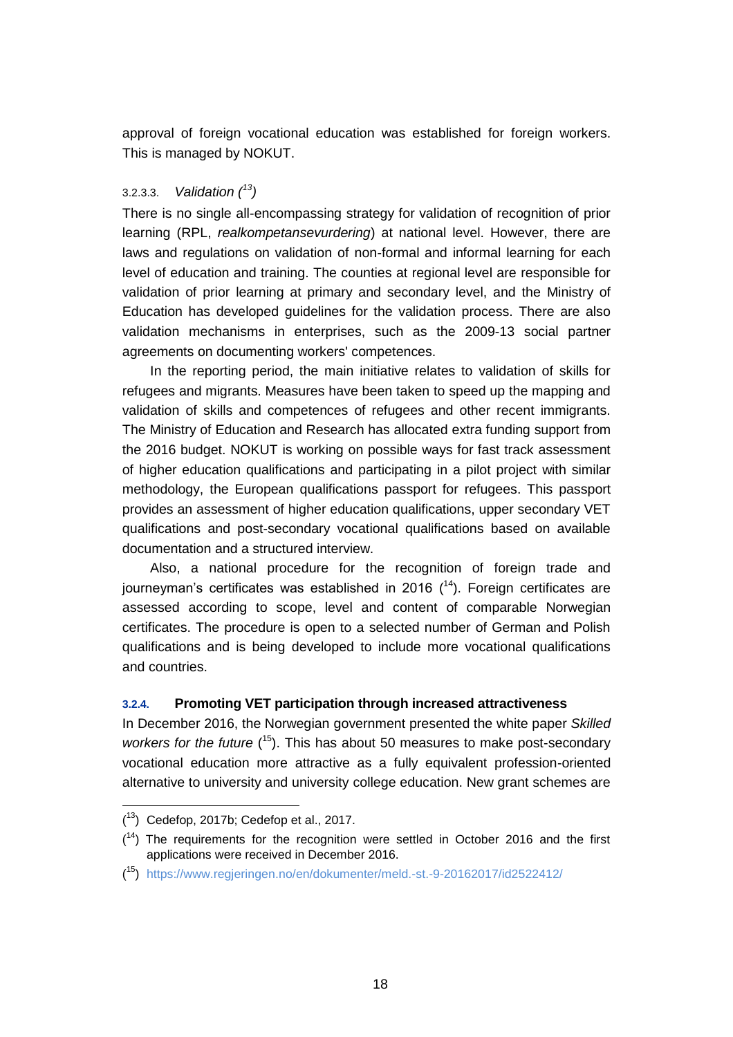approval of foreign vocational education was established for foreign workers. This is managed by NOKUT.

#### 3.2.3.3. *Validation* [13]

There is no single all-encompassing strategy for validation of recognition of prior learning (RPL, *realkompetansevurdering*) at national level. However, there are laws and regulations on validation of non-formal and informal learning for each level of education and training. The counties at regional level are responsible for validation of prior learning at primary and secondary level, and the Ministry of Education has developed guidelines for the validation process. There are also validation mechanisms in enterprises, such as the 2009-13 social partner agreements on documenting workers' competences.

In the reporting period, the main initiative relates to validation of skills for refugees and migrants. Measures have been taken to speed up the mapping and validation of skills and competences of refugees and other recent immigrants. The Ministry of Education and Research has allocated extra funding support from the 2016 budget. NOKUT is working on possible ways for fast track assessment of higher education qualifications and participating in a pilot project with similar methodology, the European qualifications passport for refugees. This passport provides an assessment of higher education qualifications, upper secondary VET qualifications and post-secondary vocational qualifications based on available documentation and a structured interview.

Also, a national procedure for the recognition of foreign trade and journeyman's certificates was established in 2016 [14]. Foreign certificates are assessed according to scope, level and content of comparable Norwegian certificates. The procedure is open to a selected number of German and Polish qualifications and is being developed to include more vocational qualifications and countries.

### 3.2.4. Promoting VET participation through increased attractiveness

In December 2016, the Norwegian government presented the white paper *Skilled workers for the future* [15]. This has about 50 measures to make post-secondary vocational education more attractive as a fully equivalent profession-oriented alternative to university and university college education. New grant schemes are

---

[13] Cedefop, 2017b; Cedefop et al., 2017.

[14] The requirements for the recognition were settled in October 2016 and the first applications were received in December 2016.

[15] https://www.regjeringen.no/en/dokumenter/meld.-st.-9-20162017/id2522412/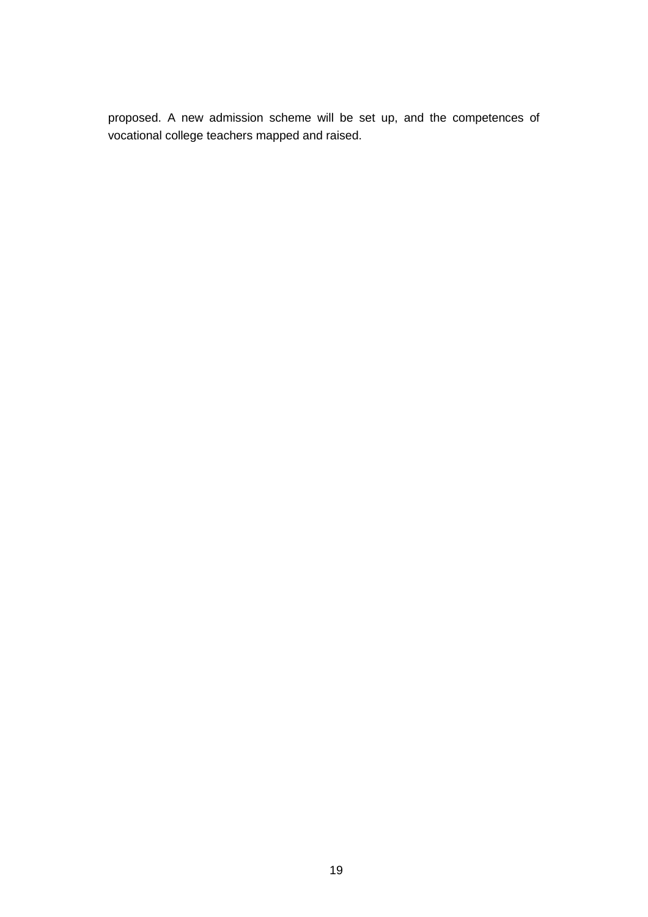proposed. A new admission scheme will be set up, and the competences of vocational college teachers mapped and raised.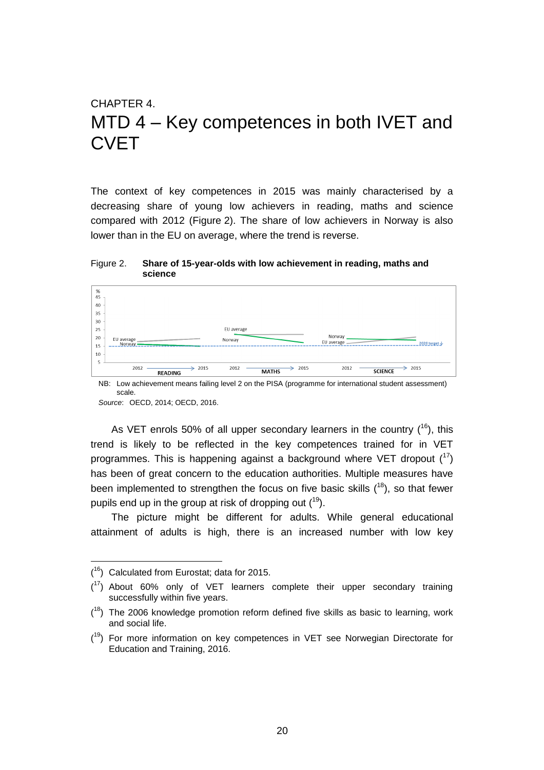CHAPTER 4.

# MTD 4 – Key competences in both IVET and CVET

The context of key competences in 2015 was mainly characterised by a decreasing share of young low achievers in reading, maths and science compared with 2012 (Figure 2). The share of low achievers in Norway is also lower than in the EU on average, where the trend is reverse.

Figure 2. **Share of 15-year-olds with low achievement in reading, maths and science**

NB: Low achievement means failing level 2 on the PISA (programme for international student assessment) scale.

*Source*: OECD, 2014; OECD, 2016.

As VET enrols 50% of all upper secondary learners in the country ([16]), this trend is likely to be reflected in the key competences trained for in VET programmes. This is happening against a background where VET dropout ([17]) has been of great concern to the education authorities. Multiple measures have been implemented to strengthen the focus on five basic skills ([18]), so that fewer pupils end up in the group at risk of dropping out ([19]).

The picture might be different for adults. While general educational attainment of adults is high, there is an increased number with low key

---

([16]) Calculated from Eurostat; data for 2015.

([17]) About 60% only of VET learners complete their upper secondary training successfully within five years.

([18]) The 2006 knowledge promotion reform defined five skills as basic to learning, work and social life.

([19]) For more information on key competences in VET see Norwegian Directorate for Education and Training, 2016.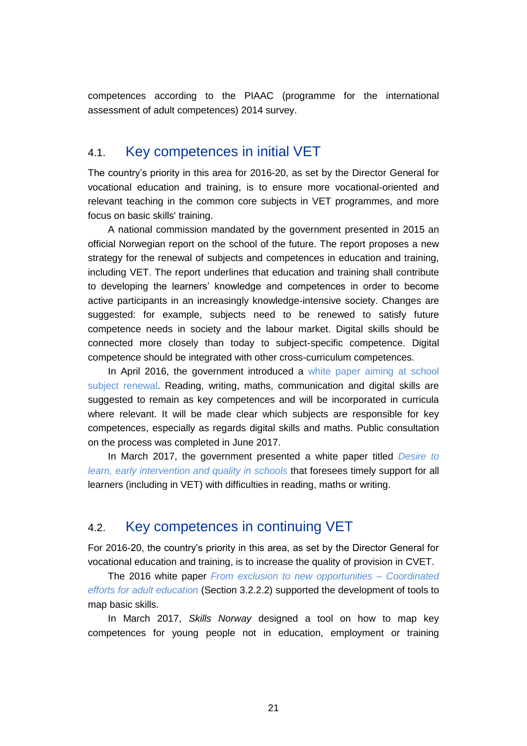competences according to the PIAAC (programme for the international assessment of adult competences) 2014 survey.

## 4.1. Key competences in initial VET

The country's priority in this area for 2016-20, as set by the Director General for vocational education and training, is to ensure more vocational-oriented and relevant teaching in the common core subjects in VET programmes, and more focus on basic skills' training.

A national commission mandated by the government presented in 2015 an official Norwegian report on the school of the future. The report proposes a new strategy for the renewal of subjects and competences in education and training, including VET. The report underlines that education and training shall contribute to developing the learners' knowledge and competences in order to become active participants in an increasingly knowledge-intensive society. Changes are suggested: for example, subjects need to be renewed to satisfy future competence needs in society and the labour market. Digital skills should be connected more closely than today to subject-specific competence. Digital competence should be integrated with other cross-curriculum competences.

In April 2016, the government introduced a white paper aiming at school subject renewal. Reading, writing, maths, communication and digital skills are suggested to remain as key competences and will be incorporated in curricula where relevant. It will be made clear which subjects are responsible for key competences, especially as regards digital skills and maths. Public consultation on the process was completed in June 2017.

In March 2017, the government presented a white paper titled *Desire to learn, early intervention and quality in schools* that foresees timely support for all learners (including in VET) with difficulties in reading, maths or writing.

## 4.2. Key competences in continuing VET

For 2016-20, the country's priority in this area, as set by the Director General for vocational education and training, is to increase the quality of provision in CVET.

The 2016 white paper *From exclusion to new opportunities – Coordinated efforts for adult education* (Section 3.2.2.2) supported the development of tools to map basic skills.

In March 2017, *Skills Norway* designed a tool on how to map key competences for young people not in education, employment or training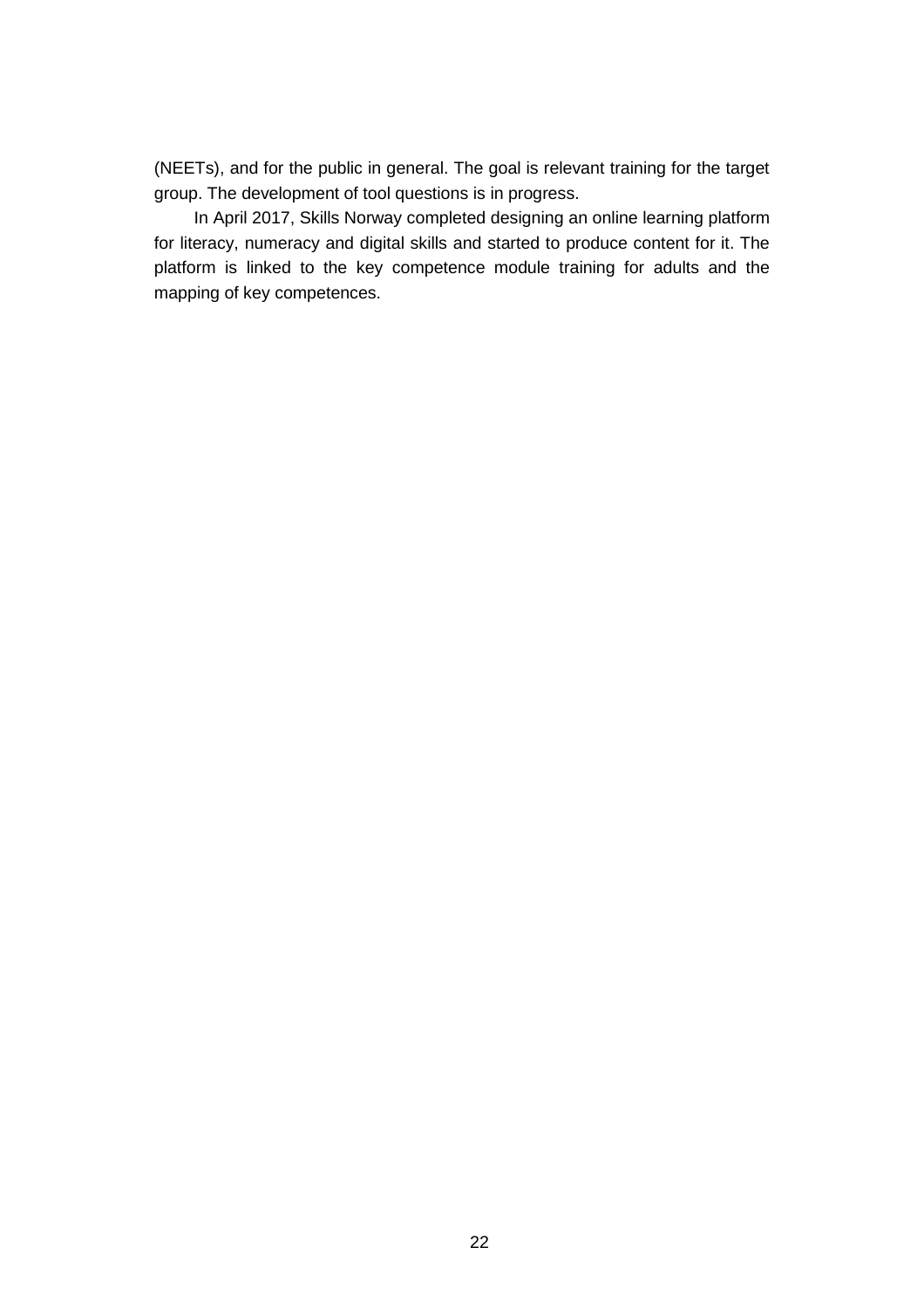(NEETs), and for the public in general. The goal is relevant training for the target group. The development of tool questions is in progress.

In April 2017, Skills Norway completed designing an online learning platform for literacy, numeracy and digital skills and started to produce content for it. The platform is linked to the key competence module training for adults and the mapping of key competences.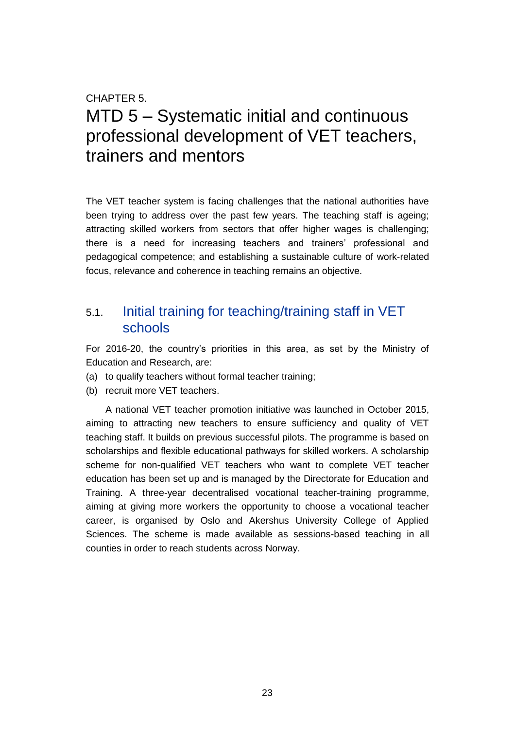CHAPTER 5.

# MTD 5 – Systematic initial and continuous professional development of VET teachers, trainers and mentors

The VET teacher system is facing challenges that the national authorities have been trying to address over the past few years. The teaching staff is ageing; attracting skilled workers from sectors that offer higher wages is challenging; there is a need for increasing teachers and trainers' professional and pedagogical competence; and establishing a sustainable culture of work-related focus, relevance and coherence in teaching remains an objective.

## 5.1. Initial training for teaching/training staff in VET schools

For 2016-20, the country's priorities in this area, as set by the Ministry of Education and Research, are:

(a) to qualify teachers without formal teacher training;

(b) recruit more VET teachers.

A national VET teacher promotion initiative was launched in October 2015, aiming to attracting new teachers to ensure sufficiency and quality of VET teaching staff. It builds on previous successful pilots. The programme is based on scholarships and flexible educational pathways for skilled workers. A scholarship scheme for non-qualified VET teachers who want to complete VET teacher education has been set up and is managed by the Directorate for Education and Training. A three-year decentralised vocational teacher-training programme, aiming at giving more workers the opportunity to choose a vocational teacher career, is organised by Oslo and Akershus University College of Applied Sciences. The scheme is made available as sessions-based teaching in all counties in order to reach students across Norway.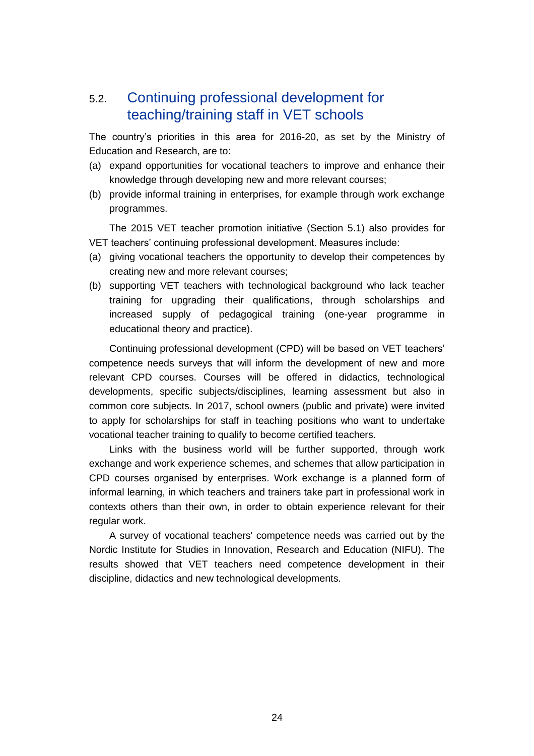## 5.2. Continuing professional development for teaching/training staff in VET schools

The country's priorities in this area for 2016-20, as set by the Ministry of Education and Research, are to:

(a) expand opportunities for vocational teachers to improve and enhance their knowledge through developing new and more relevant courses;

(b) provide informal training in enterprises, for example through work exchange programmes.

The 2015 VET teacher promotion initiative (Section 5.1) also provides for VET teachers' continuing professional development. Measures include:

(a) giving vocational teachers the opportunity to develop their competences by creating new and more relevant courses;

(b) supporting VET teachers with technological background who lack teacher training for upgrading their qualifications, through scholarships and increased supply of pedagogical training (one-year programme in educational theory and practice).

Continuing professional development (CPD) will be based on VET teachers' competence needs surveys that will inform the development of new and more relevant CPD courses. Courses will be offered in didactics, technological developments, specific subjects/disciplines, learning assessment but also in common core subjects. In 2017, school owners (public and private) were invited to apply for scholarships for staff in teaching positions who want to undertake vocational teacher training to qualify to become certified teachers.

Links with the business world will be further supported, through work exchange and work experience schemes, and schemes that allow participation in CPD courses organised by enterprises. Work exchange is a planned form of informal learning, in which teachers and trainers take part in professional work in contexts others than their own, in order to obtain experience relevant for their regular work.

A survey of vocational teachers' competence needs was carried out by the Nordic Institute for Studies in Innovation, Research and Education (NIFU). The results showed that VET teachers need competence development in their discipline, didactics and new technological developments.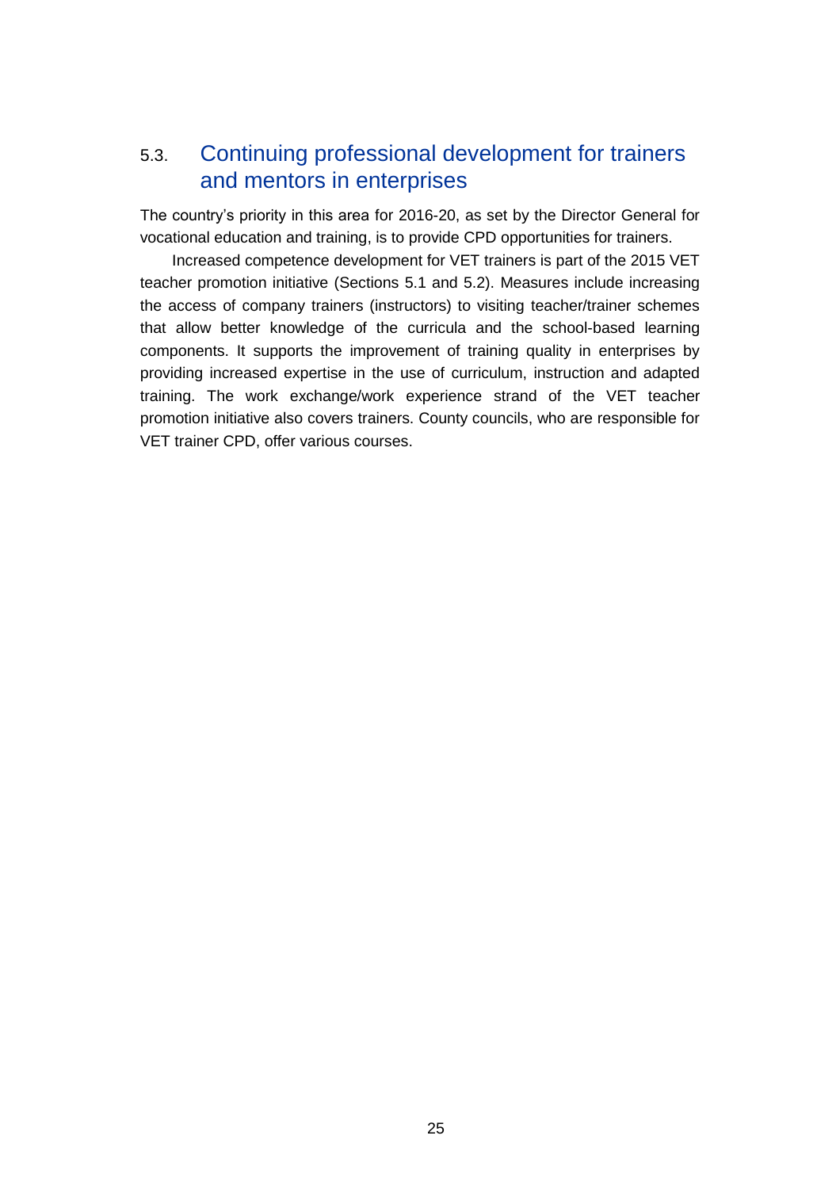## 5.3. Continuing professional development for trainers and mentors in enterprises

The country's priority in this area for 2016-20, as set by the Director General for vocational education and training, is to provide CPD opportunities for trainers.

Increased competence development for VET trainers is part of the 2015 VET teacher promotion initiative (Sections 5.1 and 5.2). Measures include increasing the access of company trainers (instructors) to visiting teacher/trainer schemes that allow better knowledge of the curricula and the school-based learning components. It supports the improvement of training quality in enterprises by providing increased expertise in the use of curriculum, instruction and adapted training. The work exchange/work experience strand of the VET teacher promotion initiative also covers trainers. County councils, who are responsible for VET trainer CPD, offer various courses.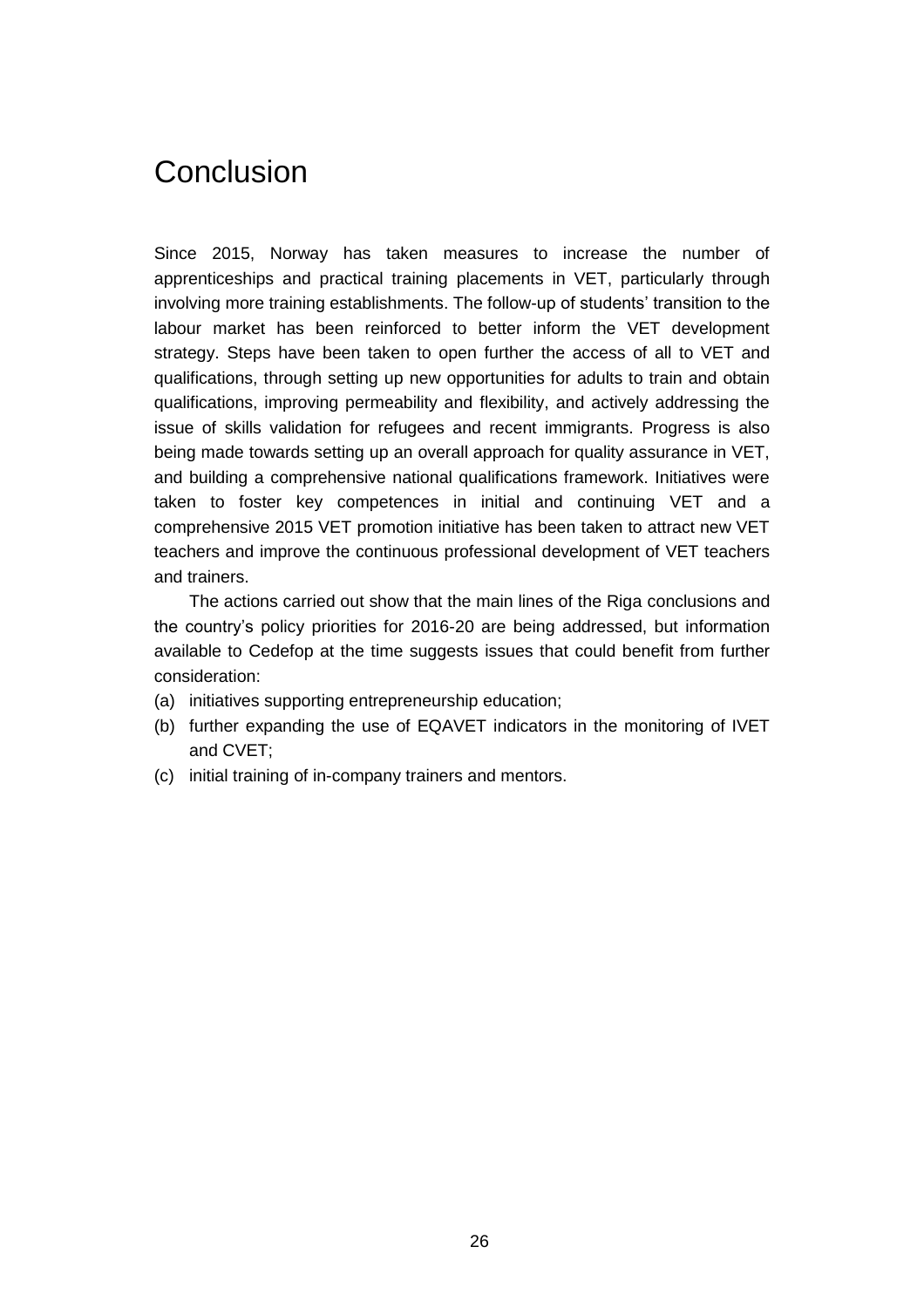# Conclusion

Since 2015, Norway has taken measures to increase the number of apprenticeships and practical training placements in VET, particularly through involving more training establishments. The follow-up of students' transition to the labour market has been reinforced to better inform the VET development strategy. Steps have been taken to open further the access of all to VET and qualifications, through setting up new opportunities for adults to train and obtain qualifications, improving permeability and flexibility, and actively addressing the issue of skills validation for refugees and recent immigrants. Progress is also being made towards setting up an overall approach for quality assurance in VET, and building a comprehensive national qualifications framework. Initiatives were taken to foster key competences in initial and continuing VET and a comprehensive 2015 VET promotion initiative has been taken to attract new VET teachers and improve the continuous professional development of VET teachers and trainers.

The actions carried out show that the main lines of the Riga conclusions and the country's policy priorities for 2016-20 are being addressed, but information available to Cedefop at the time suggests issues that could benefit from further consideration:

(a) initiatives supporting entrepreneurship education;
(b) further expanding the use of EQAVET indicators in the monitoring of IVET and CVET;
(c) initial training of in-company trainers and mentors.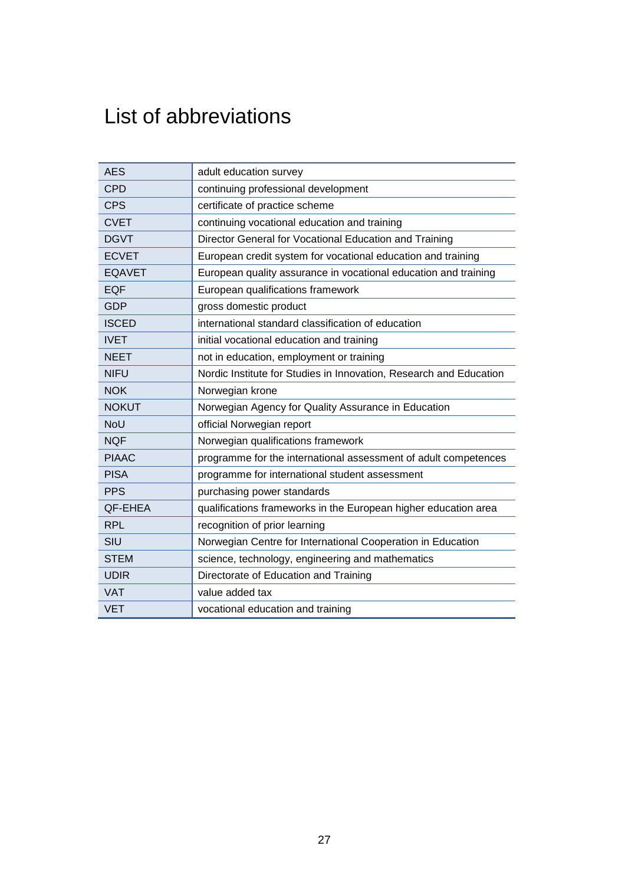# List of abbreviations

| | |
|---|---|
| AES | adult education survey |
| CPD | continuing professional development |
| CPS | certificate of practice scheme |
| CVET | continuing vocational education and training |
| DGVT | Director General for Vocational Education and Training |
| ECVET | European credit system for vocational education and training |
| EQAVET | European quality assurance in vocational education and training |
| EQF | European qualifications framework |
| GDP | gross domestic product |
| ISCED | international standard classification of education |
| IVET | initial vocational education and training |
| NEET | not in education, employment or training |
| NIFU | Nordic Institute for Studies in Innovation, Research and Education |
| NOK | Norwegian krone |
| NOKUT | Norwegian Agency for Quality Assurance in Education |
| NoU | official Norwegian report |
| NQF | Norwegian qualifications framework |
| PIAAC | programme for the international assessment of adult competences |
| PISA | programme for international student assessment |
| PPS | purchasing power standards |
| QF-EHEA | qualifications frameworks in the European higher education area |
| RPL | recognition of prior learning |
| SIU | Norwegian Centre for International Cooperation in Education |
| STEM | science, technology, engineering and mathematics |
| UDIR | Directorate of Education and Training |
| VAT | value added tax |
| VET | vocational education and training |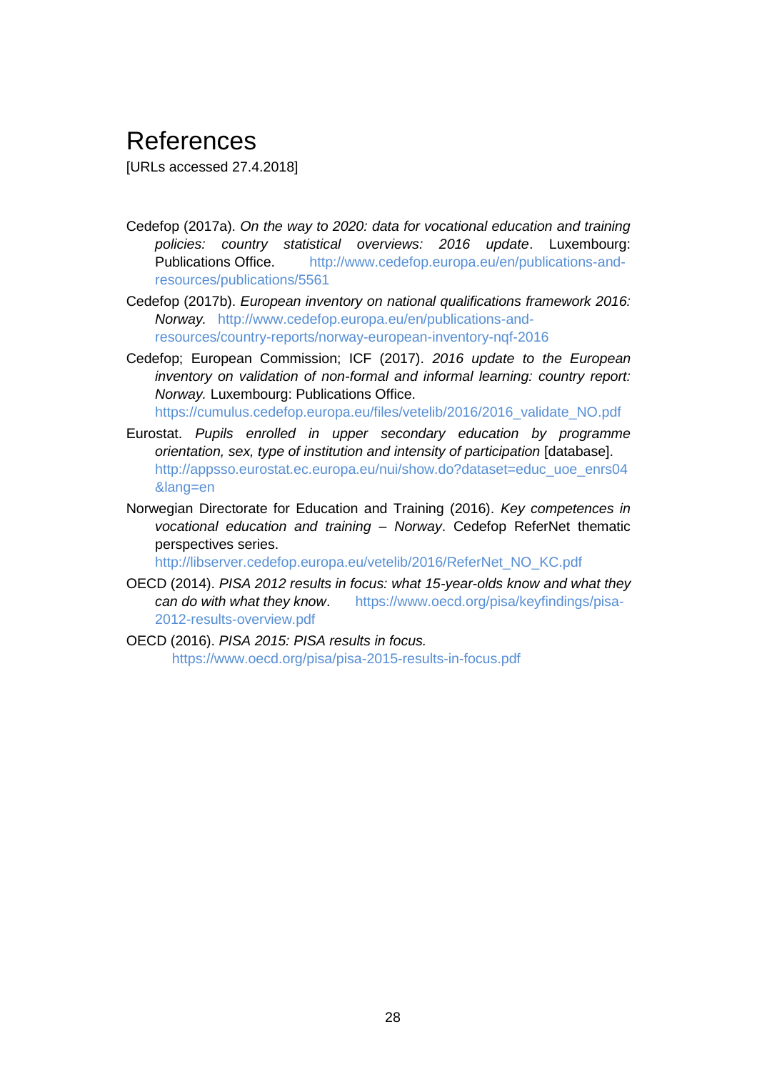# References

[URLs accessed 27.4.2018]

Cedefop (2017a). *On the way to 2020: data for vocational education and training policies: country statistical overviews: 2016 update*. Luxembourg: Publications Office. http://www.cedefop.europa.eu/en/publications-and-resources/publications/5561

Cedefop (2017b). *European inventory on national qualifications framework 2016: Norway.* http://www.cedefop.europa.eu/en/publications-and-resources/country-reports/norway-european-inventory-nqf-2016

Cedefop; European Commission; ICF (2017). *2016 update to the European inventory on validation of non-formal and informal learning: country report: Norway.* Luxembourg: Publications Office. https://cumulus.cedefop.europa.eu/files/vetelib/2016/2016_validate_NO.pdf

Eurostat. *Pupils enrolled in upper secondary education by programme orientation, sex, type of institution and intensity of participation* [database]. http://appsso.eurostat.ec.europa.eu/nui/show.do?dataset=educ_uoe_enrs04&lang=en

Norwegian Directorate for Education and Training (2016). *Key competences in vocational education and training – Norway*. Cedefop ReferNet thematic perspectives series. http://libserver.cedefop.europa.eu/vetelib/2016/ReferNet_NO_KC.pdf

OECD (2014). *PISA 2012 results in focus: what 15-year-olds know and what they can do with what they know*. https://www.oecd.org/pisa/keyfindings/pisa-2012-results-overview.pdf

OECD (2016). *PISA 2015: PISA results in focus.* https://www.oecd.org/pisa/pisa-2015-results-in-focus.pdf